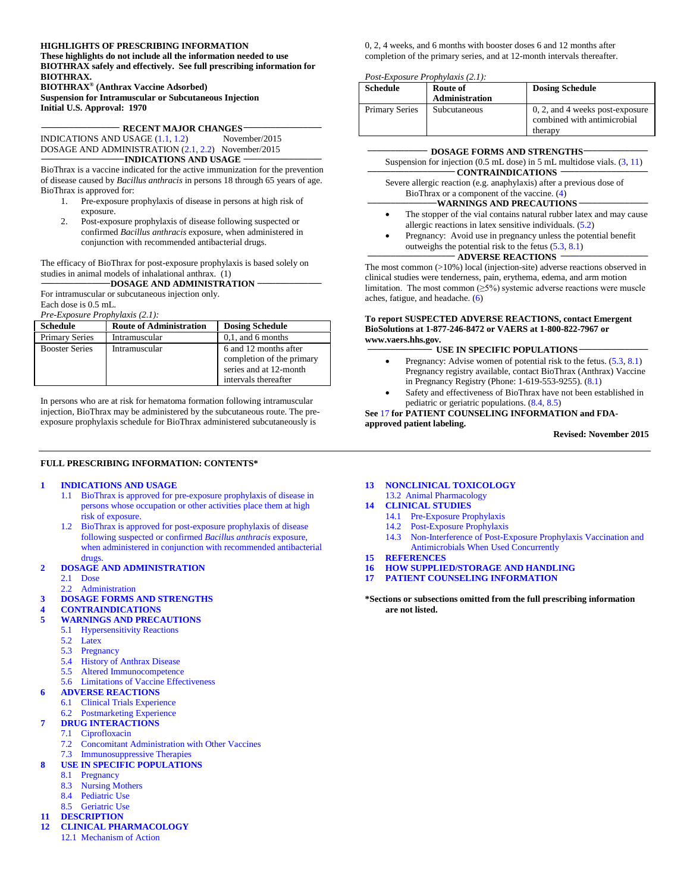**HIGHLIGHTS OF PRESCRIBING INFORMATION**
**These highlights do not include all the information needed to use BIOTHRAX safely and effectively. See full prescribing information for BIOTHRAX.**
**BIOTHRAX® (Anthrax Vaccine Adsorbed)**
**Suspension for Intramuscular or Subcutaneous Injection**
**Initial U.S. Approval: 1970**

**RECENT MAJOR CHANGES**

INDICATIONS AND USAGE (1.1, 1.2) November/2015
DOSAGE AND ADMINISTRATION (2.1, 2.2) November/2015

**INDICATIONS AND USAGE**

BioThrax is a vaccine indicated for the active immunization for the prevention of disease caused by *Bacillus anthracis* in persons 18 through 65 years of age. BioThrax is approved for:

1. Pre-exposure prophylaxis of disease in persons at high risk of exposure.
2. Post-exposure prophylaxis of disease following suspected or confirmed *Bacillus anthracis* exposure, when administered in conjunction with recommended antibacterial drugs.

The efficacy of BioThrax for post-exposure prophylaxis is based solely on studies in animal models of inhalational anthrax. (1)

**DOSAGE AND ADMINISTRATION**

For intramuscular or subcutaneous injection only.
Each dose is 0.5 mL.

*Pre-Exposure Prophylaxis (2.1):*

| Schedule | Route of Administration | Dosing Schedule |
|---|---|---|
| Primary Series | Intramuscular | 0,1, and 6 months |
| Booster Series | Intramuscular | 6 and 12 months after completion of the primary series and at 12-month intervals thereafter |

In persons who are at risk for hematoma formation following intramuscular injection, BioThrax may be administered by the subcutaneous route. The pre-exposure prophylaxis schedule for BioThrax administered subcutaneously is 0, 2, 4 weeks, and 6 months with booster doses 6 and 12 months after completion of the primary series, and at 12-month intervals thereafter.

*Post-Exposure Prophylaxis (2.1):*

| Schedule | Route of Administration | Dosing Schedule |
|---|---|---|
| Primary Series | Subcutaneous | 0, 2, and 4 weeks post-exposure combined with antimicrobial therapy |

**DOSAGE FORMS AND STRENGTHS**

Suspension for injection (0.5 mL dose) in 5 mL multidose vials. (3, 11)

**CONTRAINDICATIONS**

Severe allergic reaction (e.g. anaphylaxis) after a previous dose of BioThrax or a component of the vaccine. (4)

**WARNINGS AND PRECAUTIONS**

- The stopper of the vial contains natural rubber latex and may cause allergic reactions in latex sensitive individuals. (5.2)
- Pregnancy: Avoid use in pregnancy unless the potential benefit outweighs the potential risk to the fetus (5.3, 8.1)

**ADVERSE REACTIONS**

The most common (>10%) local (injection-site) adverse reactions observed in clinical studies were tenderness, pain, erythema, edema, and arm motion limitation. The most common (≥5%) systemic adverse reactions were muscle aches, fatigue, and headache. (6)

**To report SUSPECTED ADVERSE REACTIONS, contact Emergent BioSolutions at 1-877-246-8472 or VAERS at 1-800-822-7967 or www.vaers.hhs.gov.**

**USE IN SPECIFIC POPULATIONS**

- Pregnancy: Advise women of potential risk to the fetus. (5.3, 8.1) Pregnancy registry available, contact BioThrax (Anthrax) Vaccine in Pregnancy Registry (Phone: 1-619-553-9255). (8.1)
- Safety and effectiveness of BioThrax have not been established in pediatric or geriatric populations. (8.4, 8.5)

**See 17 for PATIENT COUNSELING INFORMATION and FDA-approved patient labeling.**

**Revised: November 2015**

---

**FULL PRESCRIBING INFORMATION: CONTENTS***

**1 INDICATIONS AND USAGE**
- 1.1 BioThrax is approved for pre-exposure prophylaxis of disease in persons whose occupation or other activities place them at high risk of exposure.
- 1.2 BioThrax is approved for post-exposure prophylaxis of disease following suspected or confirmed *Bacillus anthracis* exposure, when administered in conjunction with recommended antibacterial drugs.

**2 DOSAGE AND ADMINISTRATION**
- 2.1 Dose
- 2.2 Administration

**3 DOSAGE FORMS AND STRENGTHS**

**4 CONTRAINDICATIONS**

**5 WARNINGS AND PRECAUTIONS**
- 5.1 Hypersensitivity Reactions
- 5.2 Latex
- 5.3 Pregnancy
- 5.4 History of Anthrax Disease
- 5.5 Altered Immunocompetence
- 5.6 Limitations of Vaccine Effectiveness

**6 ADVERSE REACTIONS**
- 6.1 Clinical Trials Experience
- 6.2 Postmarketing Experience

**7 DRUG INTERACTIONS**
- 7.1 Ciprofloxacin
- 7.2 Concomitant Administration with Other Vaccines
- 7.3 Immunosuppressive Therapies

**8 USE IN SPECIFIC POPULATIONS**
- 8.1 Pregnancy
- 8.3 Nursing Mothers
- 8.4 Pediatric Use
- 8.5 Geriatric Use

**11 DESCRIPTION**

**12 CLINICAL PHARMACOLOGY**
- 12.1 Mechanism of Action

**13 NONCLINICAL TOXICOLOGY**
- 13.2 Animal Pharmacology

**14 CLINICAL STUDIES**
- 14.1 Pre-Exposure Prophylaxis
- 14.2 Post-Exposure Prophylaxis
- 14.3 Non-Interference of Post-Exposure Prophylaxis Vaccination and Antimicrobials When Used Concurrently

**15 REFERENCES**

**16 HOW SUPPLIED/STORAGE AND HANDLING**

**17 PATIENT COUNSELING INFORMATION**

**\*Sections or subsections omitted from the full prescribing information are not listed.**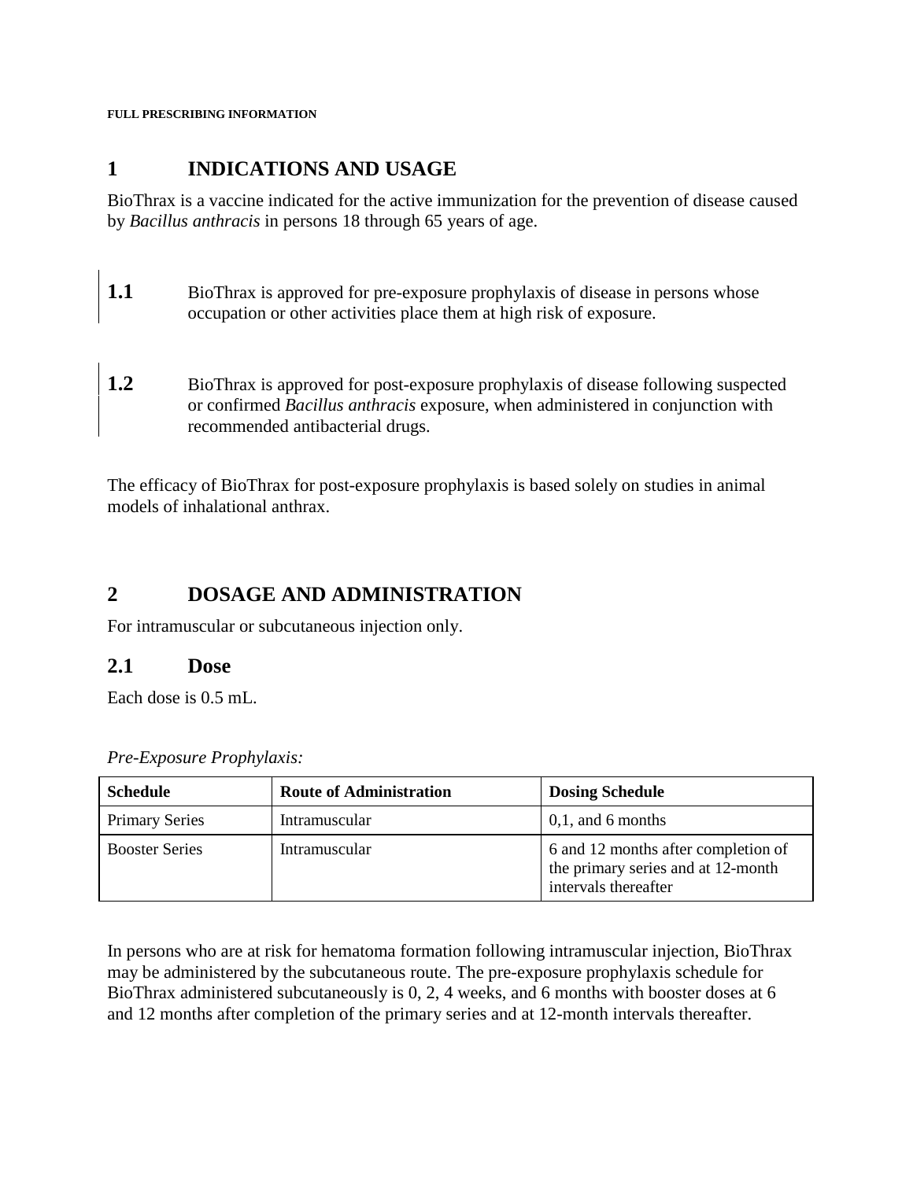**FULL PRESCRIBING INFORMATION**

# 1 INDICATIONS AND USAGE

BioThrax is a vaccine indicated for the active immunization for the prevention of disease caused by *Bacillus anthracis* in persons 18 through 65 years of age.

**1.1** BioThrax is approved for pre-exposure prophylaxis of disease in persons whose occupation or other activities place them at high risk of exposure.

**1.2** BioThrax is approved for post-exposure prophylaxis of disease following suspected or confirmed *Bacillus anthracis* exposure, when administered in conjunction with recommended antibacterial drugs.

The efficacy of BioThrax for post-exposure prophylaxis is based solely on studies in animal models of inhalational anthrax.

# 2 DOSAGE AND ADMINISTRATION

For intramuscular or subcutaneous injection only.

## 2.1 Dose

Each dose is 0.5 mL.

*Pre-Exposure Prophylaxis:*

| Schedule | Route of Administration | Dosing Schedule |
| --- | --- | --- |
| Primary Series | Intramuscular | 0,1, and 6 months |
| Booster Series | Intramuscular | 6 and 12 months after completion of the primary series and at 12-month intervals thereafter |

In persons who are at risk for hematoma formation following intramuscular injection, BioThrax may be administered by the subcutaneous route. The pre-exposure prophylaxis schedule for BioThrax administered subcutaneously is 0, 2, 4 weeks, and 6 months with booster doses at 6 and 12 months after completion of the primary series and at 12-month intervals thereafter.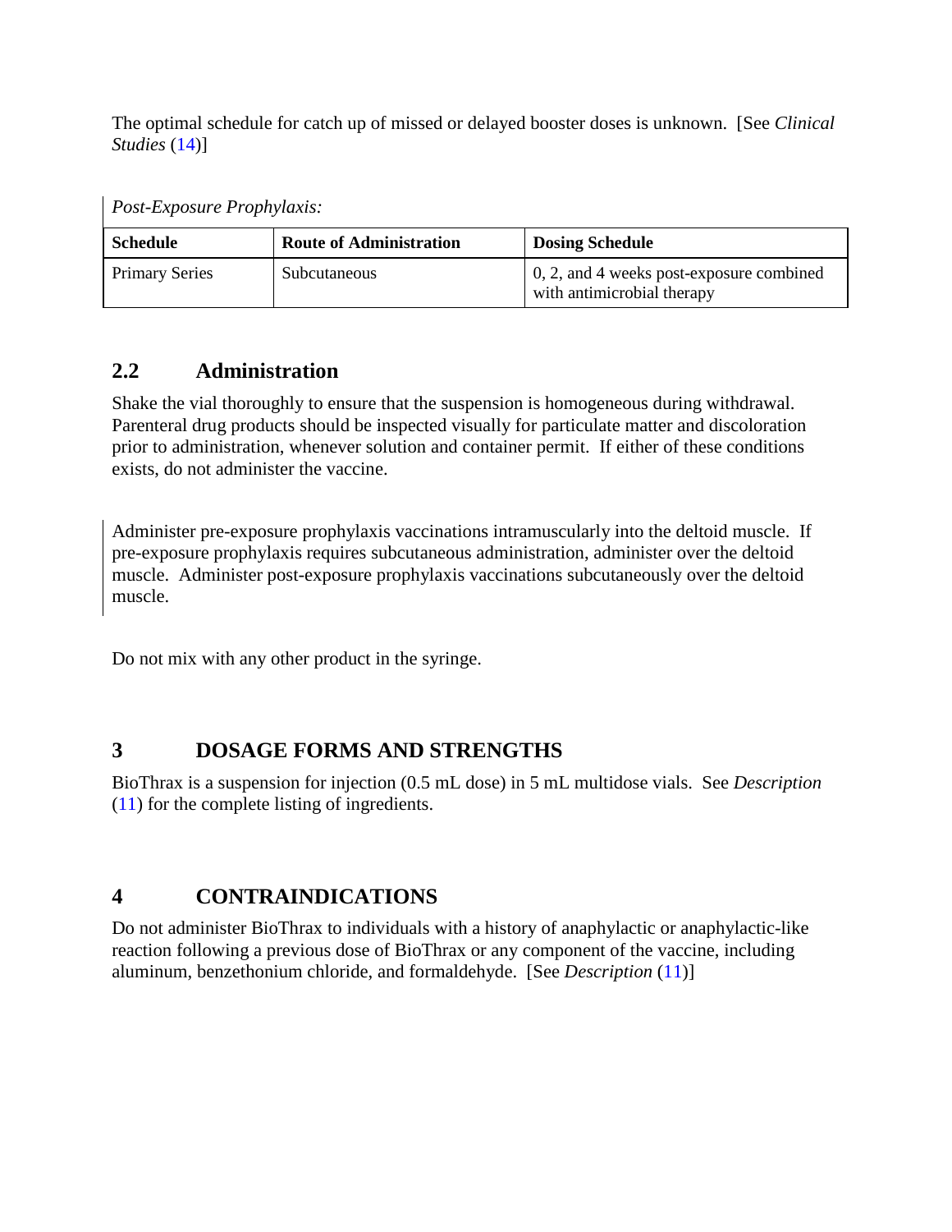The optimal schedule for catch up of missed or delayed booster doses is unknown. [See *Clinical Studies* (14)]

*Post-Exposure Prophylaxis:*

| Schedule | Route of Administration | Dosing Schedule |
| --- | --- | --- |
| Primary Series | Subcutaneous | 0, 2, and 4 weeks post-exposure combined with antimicrobial therapy |

## 2.2 Administration

Shake the vial thoroughly to ensure that the suspension is homogeneous during withdrawal. Parenteral drug products should be inspected visually for particulate matter and discoloration prior to administration, whenever solution and container permit. If either of these conditions exists, do not administer the vaccine.

Administer pre-exposure prophylaxis vaccinations intramuscularly into the deltoid muscle. If pre-exposure prophylaxis requires subcutaneous administration, administer over the deltoid muscle. Administer post-exposure prophylaxis vaccinations subcutaneously over the deltoid muscle.

Do not mix with any other product in the syringe.

# 3 DOSAGE FORMS AND STRENGTHS

BioThrax is a suspension for injection (0.5 mL dose) in 5 mL multidose vials. See *Description* (11) for the complete listing of ingredients.

# 4 CONTRAINDICATIONS

Do not administer BioThrax to individuals with a history of anaphylactic or anaphylactic-like reaction following a previous dose of BioThrax or any component of the vaccine, including aluminum, benzethonium chloride, and formaldehyde. [See *Description* (11)]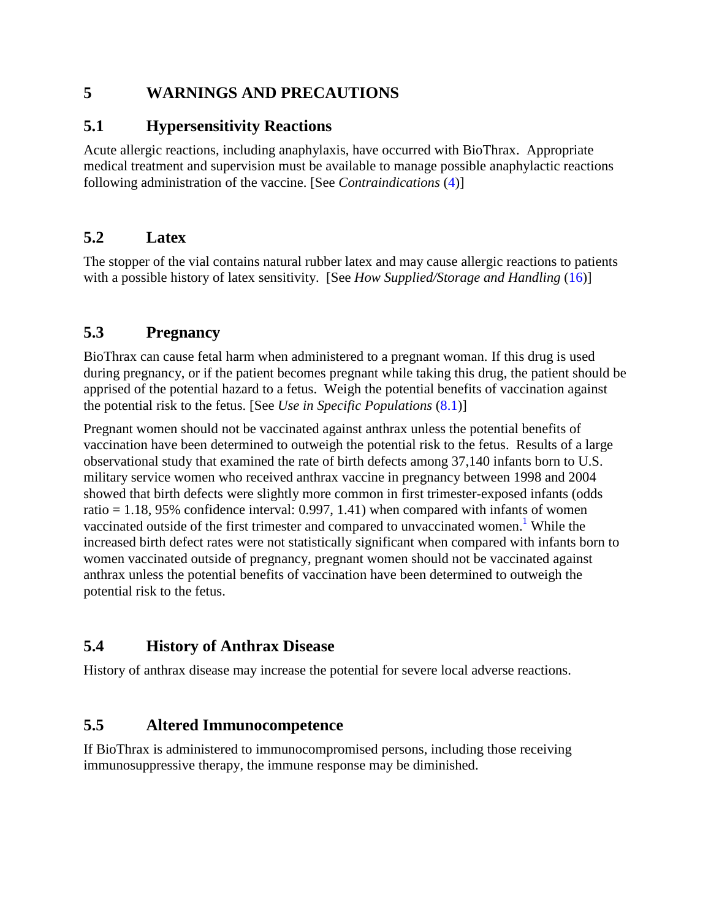# 5 WARNINGS AND PRECAUTIONS

## 5.1 Hypersensitivity Reactions

Acute allergic reactions, including anaphylaxis, have occurred with BioThrax. Appropriate medical treatment and supervision must be available to manage possible anaphylactic reactions following administration of the vaccine. [See *Contraindications* (4)]

## 5.2 Latex

The stopper of the vial contains natural rubber latex and may cause allergic reactions to patients with a possible history of latex sensitivity. [See *How Supplied/Storage and Handling* (16)]

## 5.3 Pregnancy

BioThrax can cause fetal harm when administered to a pregnant woman. If this drug is used during pregnancy, or if the patient becomes pregnant while taking this drug, the patient should be apprised of the potential hazard to a fetus. Weigh the potential benefits of vaccination against the potential risk to the fetus. [See *Use in Specific Populations* (8.1)]

Pregnant women should not be vaccinated against anthrax unless the potential benefits of vaccination have been determined to outweigh the potential risk to the fetus. Results of a large observational study that examined the rate of birth defects among 37,140 infants born to U.S. military service women who received anthrax vaccine in pregnancy between 1998 and 2004 showed that birth defects were slightly more common in first trimester-exposed infants (odds ratio = 1.18, 95% confidence interval: 0.997, 1.41) when compared with infants of women vaccinated outside of the first trimester and compared to unvaccinated women.[1] While the increased birth defect rates were not statistically significant when compared with infants born to women vaccinated outside of pregnancy, pregnant women should not be vaccinated against anthrax unless the potential benefits of vaccination have been determined to outweigh the potential risk to the fetus.

## 5.4 History of Anthrax Disease

History of anthrax disease may increase the potential for severe local adverse reactions.

## 5.5 Altered Immunocompetence

If BioThrax is administered to immunocompromised persons, including those receiving immunosuppressive therapy, the immune response may be diminished.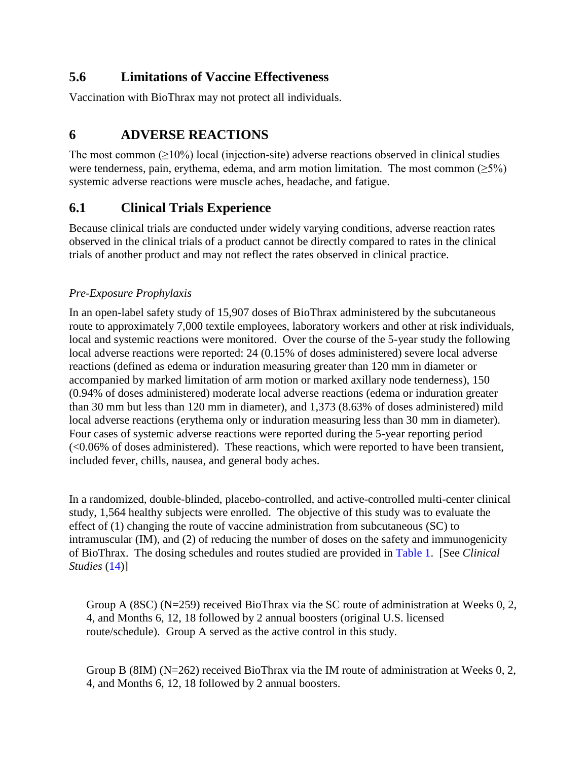## 5.6 Limitations of Vaccine Effectiveness

Vaccination with BioThrax may not protect all individuals.

# 6 ADVERSE REACTIONS

The most common (≥10%) local (injection-site) adverse reactions observed in clinical studies were tenderness, pain, erythema, edema, and arm motion limitation. The most common (≥5%) systemic adverse reactions were muscle aches, headache, and fatigue.

## 6.1 Clinical Trials Experience

Because clinical trials are conducted under widely varying conditions, adverse reaction rates observed in the clinical trials of a product cannot be directly compared to rates in the clinical trials of another product and may not reflect the rates observed in clinical practice.

*Pre-Exposure Prophylaxis*

In an open-label safety study of 15,907 doses of BioThrax administered by the subcutaneous route to approximately 7,000 textile employees, laboratory workers and other at risk individuals, local and systemic reactions were monitored. Over the course of the 5-year study the following local adverse reactions were reported: 24 (0.15% of doses administered) severe local adverse reactions (defined as edema or induration measuring greater than 120 mm in diameter or accompanied by marked limitation of arm motion or marked axillary node tenderness), 150 (0.94% of doses administered) moderate local adverse reactions (edema or induration greater than 30 mm but less than 120 mm in diameter), and 1,373 (8.63% of doses administered) mild local adverse reactions (erythema only or induration measuring less than 30 mm in diameter). Four cases of systemic adverse reactions were reported during the 5-year reporting period (<0.06% of doses administered). These reactions, which were reported to have been transient, included fever, chills, nausea, and general body aches.

In a randomized, double-blinded, placebo-controlled, and active-controlled multi-center clinical study, 1,564 healthy subjects were enrolled. The objective of this study was to evaluate the effect of (1) changing the route of vaccine administration from subcutaneous (SC) to intramuscular (IM), and (2) of reducing the number of doses on the safety and immunogenicity of BioThrax. The dosing schedules and routes studied are provided in Table 1. [See *Clinical Studies* (14)]

Group A (8SC) (N=259) received BioThrax via the SC route of administration at Weeks 0, 2, 4, and Months 6, 12, 18 followed by 2 annual boosters (original U.S. licensed route/schedule). Group A served as the active control in this study.

Group B (8IM) (N=262) received BioThrax via the IM route of administration at Weeks 0, 2, 4, and Months 6, 12, 18 followed by 2 annual boosters.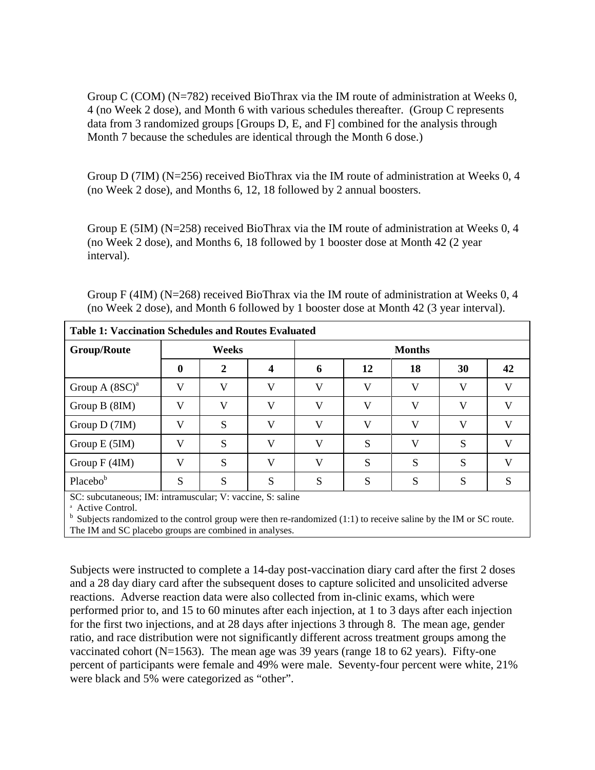Group C (COM) (N=782) received BioThrax via the IM route of administration at Weeks 0, 4 (no Week 2 dose), and Month 6 with various schedules thereafter. (Group C represents data from 3 randomized groups [Groups D, E, and F] combined for the analysis through Month 7 because the schedules are identical through the Month 6 dose.)

Group D (7IM) (N=256) received BioThrax via the IM route of administration at Weeks 0, 4 (no Week 2 dose), and Months 6, 12, 18 followed by 2 annual boosters.

Group E (5IM) (N=258) received BioThrax via the IM route of administration at Weeks 0, 4 (no Week 2 dose), and Months 6, 18 followed by 1 booster dose at Month 42 (2 year interval).

Group F (4IM) (N=268) received BioThrax via the IM route of administration at Weeks 0, 4 (no Week 2 dose), and Month 6 followed by 1 booster dose at Month 42 (3 year interval).

**Table 1: Vaccination Schedules and Routes Evaluated**

| Group/Route | Weeks | | | Months | | | | |
|---|---|---|---|---|---|---|---|---|
| | **0** | **2** | **4** | **6** | **12** | **18** | **30** | **42** |
| Group A (8SC)[a] | V | V | V | V | V | V | V | V |
| Group B (8IM) | V | V | V | V | V | V | V | V |
| Group D (7IM) | V | S | V | V | V | V | V | V |
| Group E (5IM) | V | S | V | V | S | V | S | V |
| Group F (4IM) | V | S | V | V | S | S | S | V |
| Placebo[b] | S | S | S | S | S | S | S | S |

SC: subcutaneous; IM: intramuscular; V: vaccine, S: saline

[a] Active Control.

[b] Subjects randomized to the control group were then re-randomized (1:1) to receive saline by the IM or SC route. The IM and SC placebo groups are combined in analyses.

Subjects were instructed to complete a 14-day post-vaccination diary card after the first 2 doses and a 28 day diary card after the subsequent doses to capture solicited and unsolicited adverse reactions. Adverse reaction data were also collected from in-clinic exams, which were performed prior to, and 15 to 60 minutes after each injection, at 1 to 3 days after each injection for the first two injections, and at 28 days after injections 3 through 8. The mean age, gender ratio, and race distribution were not significantly different across treatment groups among the vaccinated cohort (N=1563). The mean age was 39 years (range 18 to 62 years). Fifty-one percent of participants were female and 49% were male. Seventy-four percent were white, 21% were black and 5% were categorized as "other".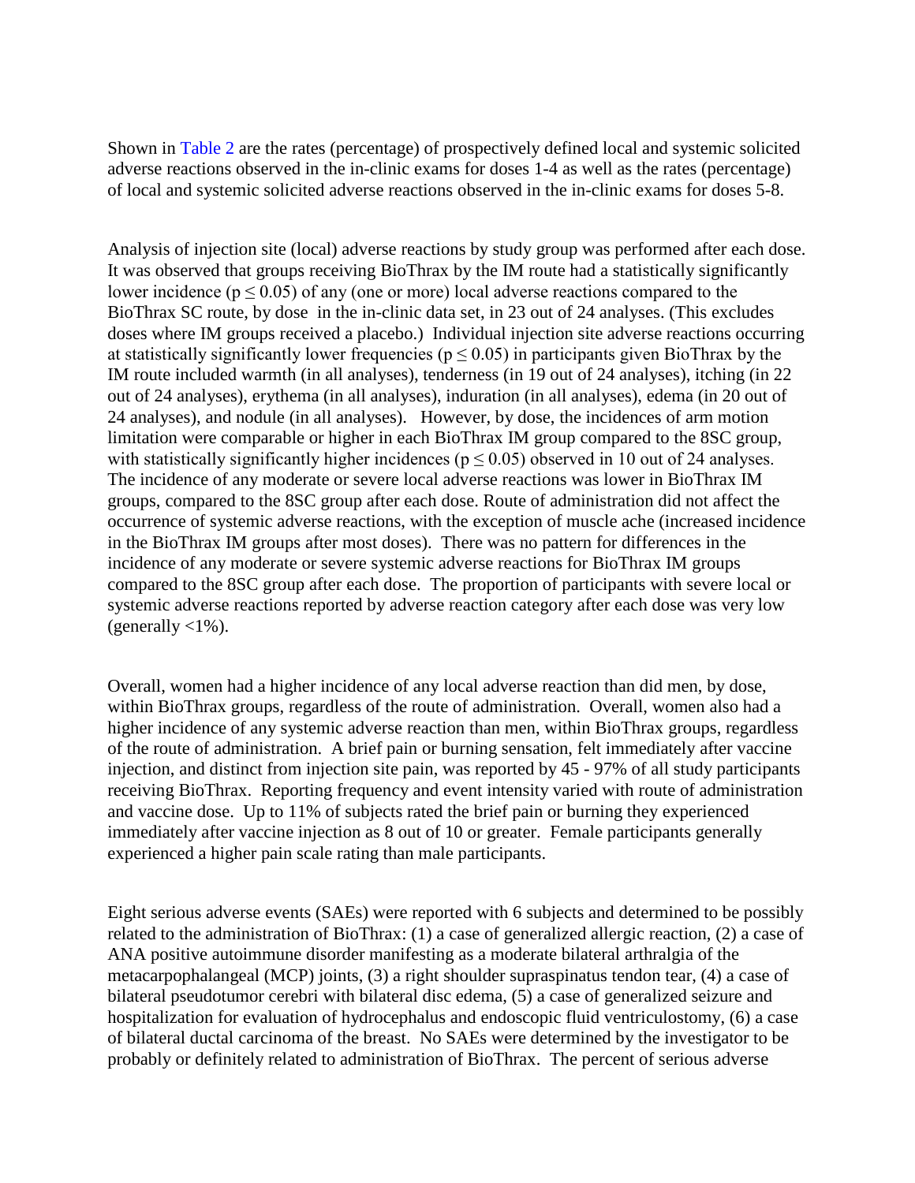Shown in Table 2 are the rates (percentage) of prospectively defined local and systemic solicited adverse reactions observed in the in-clinic exams for doses 1-4 as well as the rates (percentage) of local and systemic solicited adverse reactions observed in the in-clinic exams for doses 5-8.

Analysis of injection site (local) adverse reactions by study group was performed after each dose. It was observed that groups receiving BioThrax by the IM route had a statistically significantly lower incidence ($p \leq 0.05$) of any (one or more) local adverse reactions compared to the BioThrax SC route, by dose in the in-clinic data set, in 23 out of 24 analyses. (This excludes doses where IM groups received a placebo.) Individual injection site adverse reactions occurring at statistically significantly lower frequencies ($p \leq 0.05$) in participants given BioThrax by the IM route included warmth (in all analyses), tenderness (in 19 out of 24 analyses), itching (in 22 out of 24 analyses), erythema (in all analyses), induration (in all analyses), edema (in 20 out of 24 analyses), and nodule (in all analyses). However, by dose, the incidences of arm motion limitation were comparable or higher in each BioThrax IM group compared to the 8SC group, with statistically significantly higher incidences ($p \leq 0.05$) observed in 10 out of 24 analyses. The incidence of any moderate or severe local adverse reactions was lower in BioThrax IM groups, compared to the 8SC group after each dose. Route of administration did not affect the occurrence of systemic adverse reactions, with the exception of muscle ache (increased incidence in the BioThrax IM groups after most doses). There was no pattern for differences in the incidence of any moderate or severe systemic adverse reactions for BioThrax IM groups compared to the 8SC group after each dose. The proportion of participants with severe local or systemic adverse reactions reported by adverse reaction category after each dose was very low (generally <1%).

Overall, women had a higher incidence of any local adverse reaction than did men, by dose, within BioThrax groups, regardless of the route of administration. Overall, women also had a higher incidence of any systemic adverse reaction than men, within BioThrax groups, regardless of the route of administration. A brief pain or burning sensation, felt immediately after vaccine injection, and distinct from injection site pain, was reported by 45 - 97% of all study participants receiving BioThrax. Reporting frequency and event intensity varied with route of administration and vaccine dose. Up to 11% of subjects rated the brief pain or burning they experienced immediately after vaccine injection as 8 out of 10 or greater. Female participants generally experienced a higher pain scale rating than male participants.

Eight serious adverse events (SAEs) were reported with 6 subjects and determined to be possibly related to the administration of BioThrax: (1) a case of generalized allergic reaction, (2) a case of ANA positive autoimmune disorder manifesting as a moderate bilateral arthralgia of the metacarpophalangeal (MCP) joints, (3) a right shoulder supraspinatus tendon tear, (4) a case of bilateral pseudotumor cerebri with bilateral disc edema, (5) a case of generalized seizure and hospitalization for evaluation of hydrocephalus and endoscopic fluid ventriculostomy, (6) a case of bilateral ductal carcinoma of the breast. No SAEs were determined by the investigator to be probably or definitely related to administration of BioThrax. The percent of serious adverse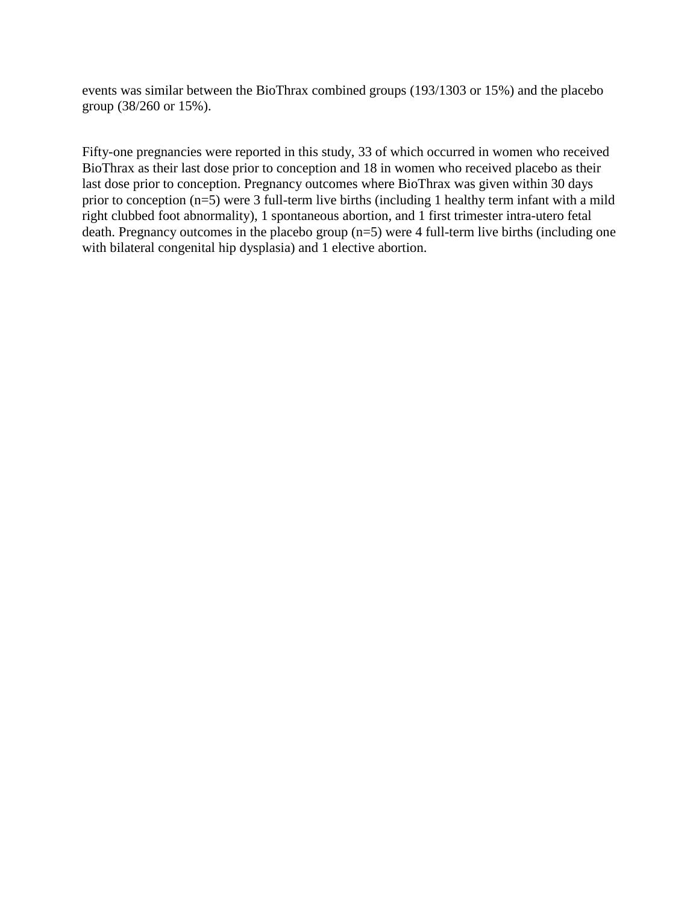events was similar between the BioThrax combined groups (193/1303 or 15%) and the placebo group (38/260 or 15%).

Fifty-one pregnancies were reported in this study, 33 of which occurred in women who received BioThrax as their last dose prior to conception and 18 in women who received placebo as their last dose prior to conception. Pregnancy outcomes where BioThrax was given within 30 days prior to conception (n=5) were 3 full-term live births (including 1 healthy term infant with a mild right clubbed foot abnormality), 1 spontaneous abortion, and 1 first trimester intra-utero fetal death. Pregnancy outcomes in the placebo group (n=5) were 4 full-term live births (including one with bilateral congenital hip dysplasia) and 1 elective abortion.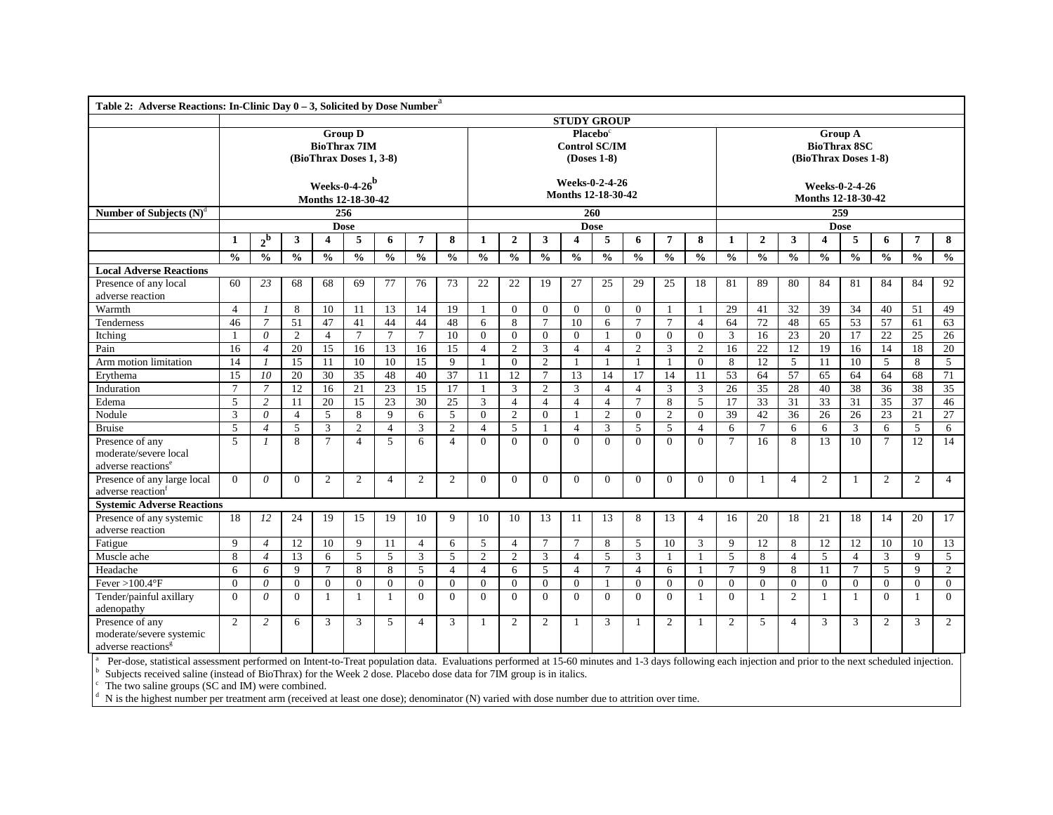| Table 2: Adverse Reactions: In-Clinic Day 0 – 3, Solicited by Dose Number[a] | | | | | | | | | | | | | | | | | | | | | | | | |
|---|---|---|---|---|---|---|---|---|---|---|---|---|---|---|---|---|---|---|---|---|---|---|---|---|
| | STUDY GROUP | | | | | | | | | | | | | | | | | | | | | | | |
| | Group D BioThrax 7IM (BioThrax Doses 1, 3-8) Weeks-0-4-26[b] Months 12-18-30-42 | | | | | | | | Placebo[c] Control SC/IM (Doses 1-8) Weeks-0-2-4-26 Months 12-18-30-42 | | | | | | | | Group A BioThrax 8SC (BioThrax Doses 1-8) Weeks-0-2-4-26 Months 12-18-30-42 | | | | | | | |
| Number of Subjects (N)[d] | 256 | | | | | | | | 260 | | | | | | | | 259 | | | | | | | |
| | Dose | | | | | | | | Dose | | | | | | | | Dose | | | | | | | |
| | 1 | 2[b] | 3 | 4 | 5 | 6 | 7 | 8 | 1 | 2 | 3 | 4 | 5 | 6 | 7 | 8 | 1 | 2 | 3 | 4 | 5 | 6 | 7 | 8 |
| | % | % | % | % | % | % | % | % | % | % | % | % | % | % | % | % | % | % | % | % | % | % | % | % |
| **Local Adverse Reactions** | | | | | | | | | | | | | | | | | | | | | | | | |
| Presence of any local adverse reaction | 60 | *23* | 68 | 68 | 69 | 77 | 76 | 73 | 22 | 22 | 19 | 27 | 25 | 29 | 25 | 18 | 81 | 89 | 80 | 84 | 81 | 84 | 84 | 92 |
| Warmth | 4 | *1* | 8 | 10 | 11 | 13 | 14 | 19 | 1 | 0 | 0 | 0 | 0 | 0 | 1 | 1 | 29 | 41 | 32 | 39 | 34 | 40 | 51 | 49 |
| Tenderness | 46 | *7* | 51 | 47 | 41 | 44 | 44 | 48 | 6 | 8 | 7 | 10 | 6 | 7 | 7 | 4 | 64 | 72 | 48 | 65 | 53 | 57 | 61 | 63 |
| Itching | 1 | *0* | 2 | 4 | 7 | 7 | 7 | 10 | 0 | 0 | 0 | 0 | 1 | 0 | 0 | 0 | 3 | 16 | 23 | 20 | 17 | 22 | 25 | 26 |
| Pain | 16 | *4* | 20 | 15 | 16 | 13 | 16 | 15 | 4 | 2 | 3 | 4 | 4 | 2 | 3 | 2 | 16 | 22 | 12 | 19 | 16 | 14 | 18 | 20 |
| Arm motion limitation | 14 | *1* | 15 | 11 | 10 | 10 | 15 | 9 | 1 | 0 | 2 | 1 | 1 | 1 | 1 | 0 | 8 | 12 | 5 | 11 | 10 | 5 | 8 | 5 |
| Erythema | 15 | *10* | 20 | 30 | 35 | 48 | 40 | 37 | 11 | 12 | 7 | 13 | 14 | 17 | 14 | 11 | 53 | 64 | 57 | 65 | 64 | 64 | 68 | 71 |
| Induration | 7 | *7* | 12 | 16 | 21 | 23 | 15 | 17 | 1 | 3 | 2 | 3 | 4 | 4 | 3 | 3 | 26 | 35 | 28 | 40 | 38 | 36 | 38 | 35 |
| Edema | 5 | *2* | 11 | 20 | 15 | 23 | 30 | 25 | 3 | 4 | 4 | 4 | 4 | 7 | 8 | 5 | 17 | 33 | 31 | 33 | 31 | 35 | 37 | 46 |
| Nodule | 3 | *0* | 4 | 5 | 8 | 9 | 6 | 5 | 0 | 2 | 0 | 1 | 2 | 0 | 2 | 0 | 39 | 42 | 36 | 26 | 26 | 23 | 21 | 27 |
| Bruise | 5 | *4* | 5 | 3 | 2 | 4 | 3 | 2 | 4 | 5 | 1 | 4 | 3 | 5 | 5 | 4 | 6 | 7 | 6 | 6 | 3 | 6 | 5 | 6 |
| Presence of any moderate/severe local adverse reactions[e] | 5 | *1* | 8 | 7 | 4 | 5 | 6 | 4 | 0 | 0 | 0 | 0 | 0 | 0 | 0 | 0 | 7 | 16 | 8 | 13 | 10 | 7 | 12 | 14 |
| Presence of any large local adverse reaction[f] | 0 | *0* | 0 | 2 | 2 | 4 | 2 | 2 | 0 | 0 | 0 | 0 | 0 | 0 | 0 | 0 | 0 | 1 | 4 | 2 | 1 | 2 | 2 | 4 |
| **Systemic Adverse Reactions** | | | | | | | | | | | | | | | | | | | | | | | | |
| Presence of any systemic adverse reaction | 18 | *12* | 24 | 19 | 15 | 19 | 10 | 9 | 10 | 10 | 13 | 11 | 13 | 8 | 13 | 4 | 16 | 20 | 18 | 21 | 18 | 14 | 20 | 17 |
| Fatigue | 9 | *4* | 12 | 10 | 9 | 11 | 4 | 6 | 5 | 4 | 7 | 7 | 8 | 5 | 10 | 3 | 9 | 12 | 8 | 12 | 12 | 10 | 10 | 13 |
| Muscle ache | 8 | *4* | 13 | 6 | 5 | 5 | 3 | 5 | 2 | 2 | 3 | 4 | 5 | 3 | 1 | 1 | 5 | 8 | 4 | 5 | 4 | 3 | 9 | 5 |
| Headache | 6 | *6* | 9 | 7 | 8 | 8 | 5 | 4 | 4 | 6 | 5 | 4 | 7 | 4 | 6 | 1 | 7 | 9 | 8 | 11 | 7 | 5 | 9 | 2 |
| Fever >100.4°F | 0 | *0* | 0 | 0 | 0 | 0 | 0 | 0 | 0 | 0 | 0 | 0 | 1 | 0 | 0 | 0 | 0 | 0 | 0 | 0 | 0 | 0 | 0 | 0 |
| Tender/painful axillary adenopathy | 0 | *0* | 0 | 1 | 1 | 1 | 0 | 0 | 0 | 0 | 0 | 0 | 0 | 0 | 0 | 1 | 0 | 1 | 2 | 1 | 1 | 0 | 1 | 0 |
| Presence of any moderate/severe systemic adverse reactions[g] | 2 | *2* | 6 | 3 | 3 | 5 | 4 | 3 | 1 | 2 | 2 | 1 | 3 | 1 | 2 | 1 | 2 | 5 | 4 | 3 | 3 | 2 | 3 | 2 |

[a] Per-dose, statistical assessment performed on Intent-to-Treat population data. Evaluations performed at 15-60 minutes and 1-3 days following each injection and prior to the next scheduled injection.
[b] Subjects received saline (instead of BioThrax) for the Week 2 dose. Placebo dose data for 7IM group is in italics.
[c] The two saline groups (SC and IM) were combined.
[d] N is the highest number per treatment arm (received at least one dose); denominator (N) varied with dose number due to attrition over time.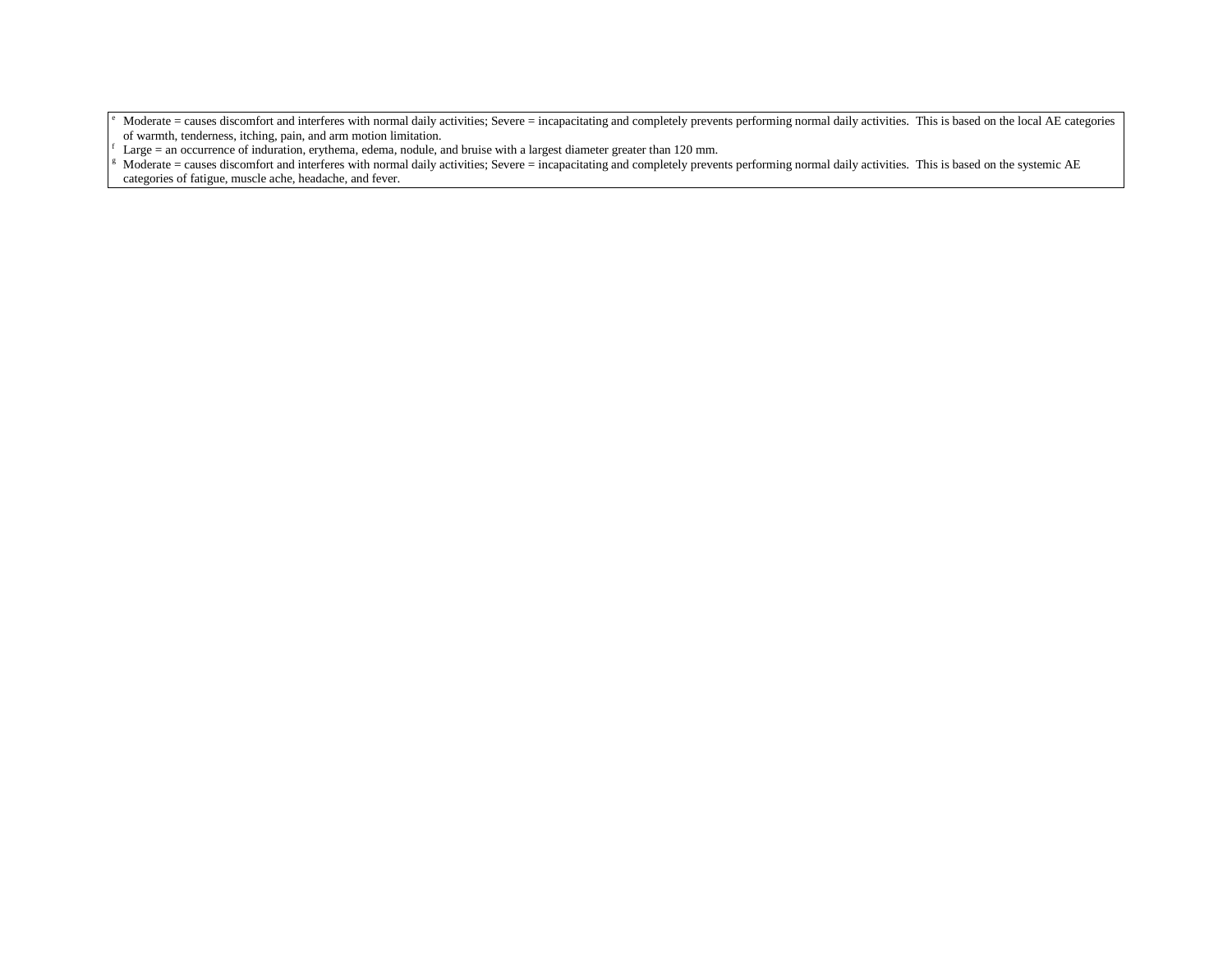[e] Moderate = causes discomfort and interferes with normal daily activities; Severe = incapacitating and completely prevents performing normal daily activities. This is based on the local AE categories of warmth, tenderness, itching, pain, and arm motion limitation.

[f] Large = an occurrence of induration, erythema, edema, nodule, and bruise with a largest diameter greater than 120 mm.

[g] Moderate = causes discomfort and interferes with normal daily activities; Severe = incapacitating and completely prevents performing normal daily activities. This is based on the systemic AE categories of fatigue, muscle ache, headache, and fever.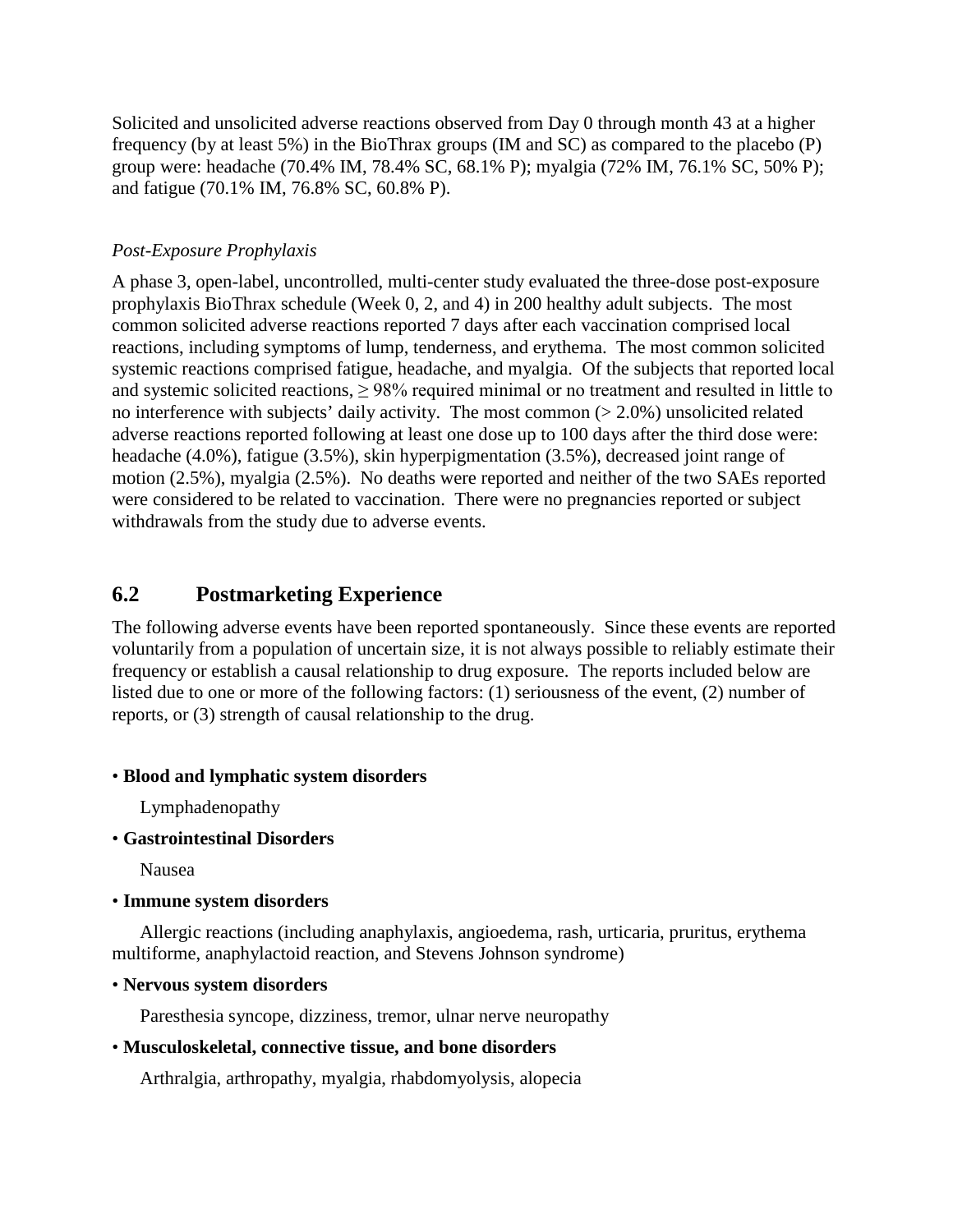Solicited and unsolicited adverse reactions observed from Day 0 through month 43 at a higher frequency (by at least 5%) in the BioThrax groups (IM and SC) as compared to the placebo (P) group were: headache (70.4% IM, 78.4% SC, 68.1% P); myalgia (72% IM, 76.1% SC, 50% P); and fatigue (70.1% IM, 76.8% SC, 60.8% P).

*Post-Exposure Prophylaxis*

A phase 3, open-label, uncontrolled, multi-center study evaluated the three-dose post-exposure prophylaxis BioThrax schedule (Week 0, 2, and 4) in 200 healthy adult subjects. The most common solicited adverse reactions reported 7 days after each vaccination comprised local reactions, including symptoms of lump, tenderness, and erythema. The most common solicited systemic reactions comprised fatigue, headache, and myalgia. Of the subjects that reported local and systemic solicited reactions, ≥ 98% required minimal or no treatment and resulted in little to no interference with subjects' daily activity. The most common (> 2.0%) unsolicited related adverse reactions reported following at least one dose up to 100 days after the third dose were: headache (4.0%), fatigue (3.5%), skin hyperpigmentation (3.5%), decreased joint range of motion (2.5%), myalgia (2.5%). No deaths were reported and neither of the two SAEs reported were considered to be related to vaccination. There were no pregnancies reported or subject withdrawals from the study due to adverse events.

## 6.2 Postmarketing Experience

The following adverse events have been reported spontaneously. Since these events are reported voluntarily from a population of uncertain size, it is not always possible to reliably estimate their frequency or establish a causal relationship to drug exposure. The reports included below are listed due to one or more of the following factors: (1) seriousness of the event, (2) number of reports, or (3) strength of causal relationship to the drug.

- **Blood and lymphatic system disorders**

  Lymphadenopathy

- **Gastrointestinal Disorders**

  Nausea

- **Immune system disorders**

  Allergic reactions (including anaphylaxis, angioedema, rash, urticaria, pruritus, erythema multiforme, anaphylactoid reaction, and Stevens Johnson syndrome)

- **Nervous system disorders**

  Paresthesia syncope, dizziness, tremor, ulnar nerve neuropathy

- **Musculoskeletal, connective tissue, and bone disorders**

  Arthralgia, arthropathy, myalgia, rhabdomyolysis, alopecia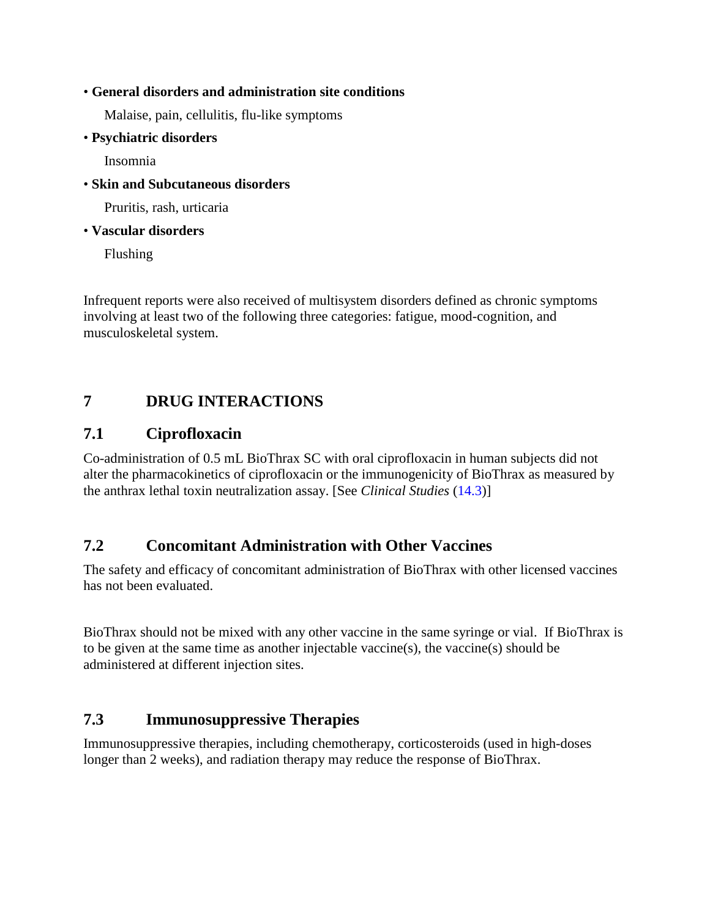- **General disorders and administration site conditions**

  Malaise, pain, cellulitis, flu-like symptoms

- **Psychiatric disorders**

  Insomnia

- **Skin and Subcutaneous disorders**

  Pruritis, rash, urticaria

- **Vascular disorders**

  Flushing

Infrequent reports were also received of multisystem disorders defined as chronic symptoms involving at least two of the following three categories: fatigue, mood-cognition, and musculoskeletal system.

# 7 DRUG INTERACTIONS

## 7.1 Ciprofloxacin

Co-administration of 0.5 mL BioThrax SC with oral ciprofloxacin in human subjects did not alter the pharmacokinetics of ciprofloxacin or the immunogenicity of BioThrax as measured by the anthrax lethal toxin neutralization assay. [See *Clinical Studies* (14.3)]

## 7.2 Concomitant Administration with Other Vaccines

The safety and efficacy of concomitant administration of BioThrax with other licensed vaccines has not been evaluated.

BioThrax should not be mixed with any other vaccine in the same syringe or vial. If BioThrax is to be given at the same time as another injectable vaccine(s), the vaccine(s) should be administered at different injection sites.

## 7.3 Immunosuppressive Therapies

Immunosuppressive therapies, including chemotherapy, corticosteroids (used in high-doses longer than 2 weeks), and radiation therapy may reduce the response of BioThrax.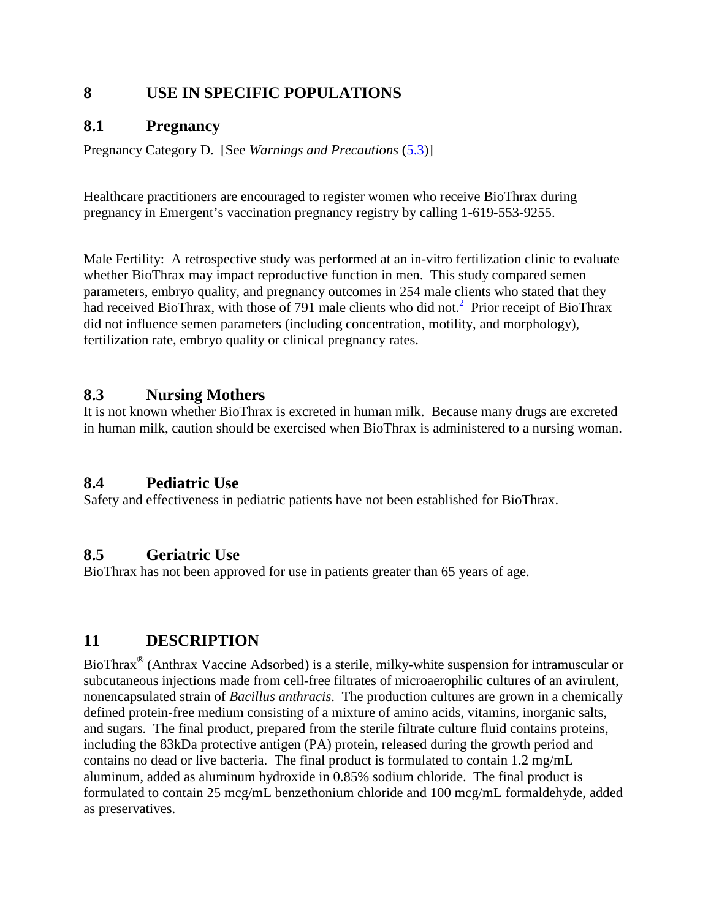# 8 USE IN SPECIFIC POPULATIONS

## 8.1 Pregnancy

Pregnancy Category D. [See *Warnings and Precautions* (5.3)]

Healthcare practitioners are encouraged to register women who receive BioThrax during pregnancy in Emergent's vaccination pregnancy registry by calling 1-619-553-9255.

Male Fertility: A retrospective study was performed at an in-vitro fertilization clinic to evaluate whether BioThrax may impact reproductive function in men. This study compared semen parameters, embryo quality, and pregnancy outcomes in 254 male clients who stated that they had received BioThrax, with those of 791 male clients who did not.[2] Prior receipt of BioThrax did not influence semen parameters (including concentration, motility, and morphology), fertilization rate, embryo quality or clinical pregnancy rates.

## 8.3 Nursing Mothers

It is not known whether BioThrax is excreted in human milk. Because many drugs are excreted in human milk, caution should be exercised when BioThrax is administered to a nursing woman.

## 8.4 Pediatric Use

Safety and effectiveness in pediatric patients have not been established for BioThrax.

## 8.5 Geriatric Use

BioThrax has not been approved for use in patients greater than 65 years of age.

# 11 DESCRIPTION

BioThrax® (Anthrax Vaccine Adsorbed) is a sterile, milky-white suspension for intramuscular or subcutaneous injections made from cell-free filtrates of microaerophilic cultures of an avirulent, nonencapsulated strain of *Bacillus anthracis*. The production cultures are grown in a chemically defined protein-free medium consisting of a mixture of amino acids, vitamins, inorganic salts, and sugars. The final product, prepared from the sterile filtrate culture fluid contains proteins, including the 83kDa protective antigen (PA) protein, released during the growth period and contains no dead or live bacteria. The final product is formulated to contain 1.2 mg/mL aluminum, added as aluminum hydroxide in 0.85% sodium chloride. The final product is formulated to contain 25 mcg/mL benzethonium chloride and 100 mcg/mL formaldehyde, added as preservatives.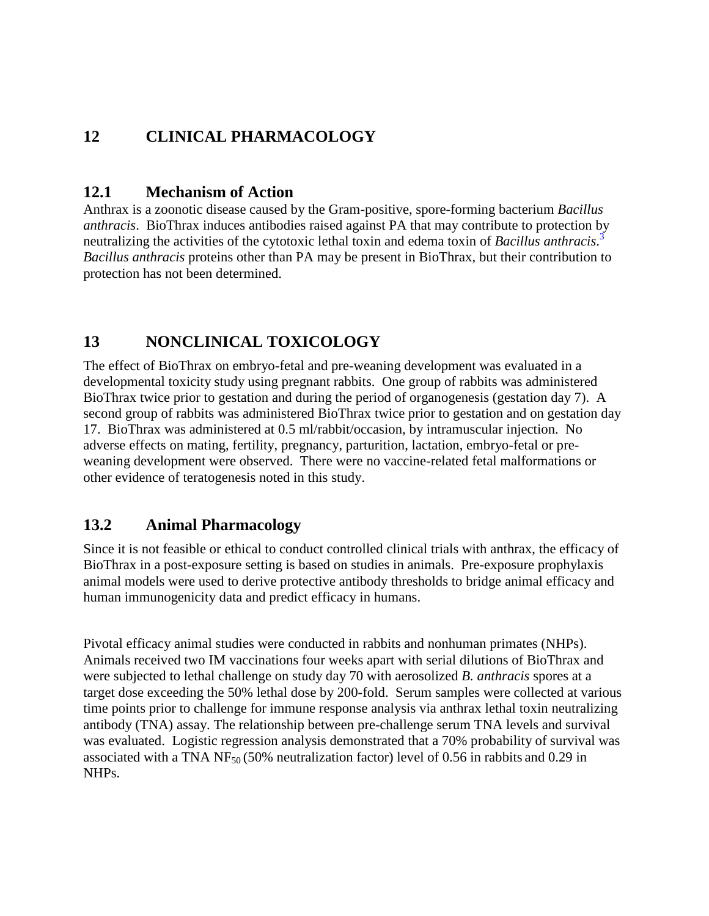## 12 CLINICAL PHARMACOLOGY

### 12.1 Mechanism of Action

Anthrax is a zoonotic disease caused by the Gram-positive, spore-forming bacterium *Bacillus anthracis*. BioThrax induces antibodies raised against PA that may contribute to protection by neutralizing the activities of the cytotoxic lethal toxin and edema toxin of *Bacillus anthracis*.[3] *Bacillus anthracis* proteins other than PA may be present in BioThrax, but their contribution to protection has not been determined.

## 13 NONCLINICAL TOXICOLOGY

The effect of BioThrax on embryo-fetal and pre-weaning development was evaluated in a developmental toxicity study using pregnant rabbits. One group of rabbits was administered BioThrax twice prior to gestation and during the period of organogenesis (gestation day 7). A second group of rabbits was administered BioThrax twice prior to gestation and on gestation day 17. BioThrax was administered at 0.5 ml/rabbit/occasion, by intramuscular injection. No adverse effects on mating, fertility, pregnancy, parturition, lactation, embryo-fetal or pre-weaning development were observed. There were no vaccine-related fetal malformations or other evidence of teratogenesis noted in this study.

### 13.2 Animal Pharmacology

Since it is not feasible or ethical to conduct controlled clinical trials with anthrax, the efficacy of BioThrax in a post-exposure setting is based on studies in animals. Pre-exposure prophylaxis animal models were used to derive protective antibody thresholds to bridge animal efficacy and human immunogenicity data and predict efficacy in humans.

Pivotal efficacy animal studies were conducted in rabbits and nonhuman primates (NHPs). Animals received two IM vaccinations four weeks apart with serial dilutions of BioThrax and were subjected to lethal challenge on study day 70 with aerosolized *B. anthracis* spores at a target dose exceeding the 50% lethal dose by 200-fold. Serum samples were collected at various time points prior to challenge for immune response analysis via anthrax lethal toxin neutralizing antibody (TNA) assay. The relationship between pre-challenge serum TNA levels and survival was evaluated. Logistic regression analysis demonstrated that a 70% probability of survival was associated with a TNA $NF_{50}$ (50% neutralization factor) level of 0.56 in rabbits and 0.29 in NHPs.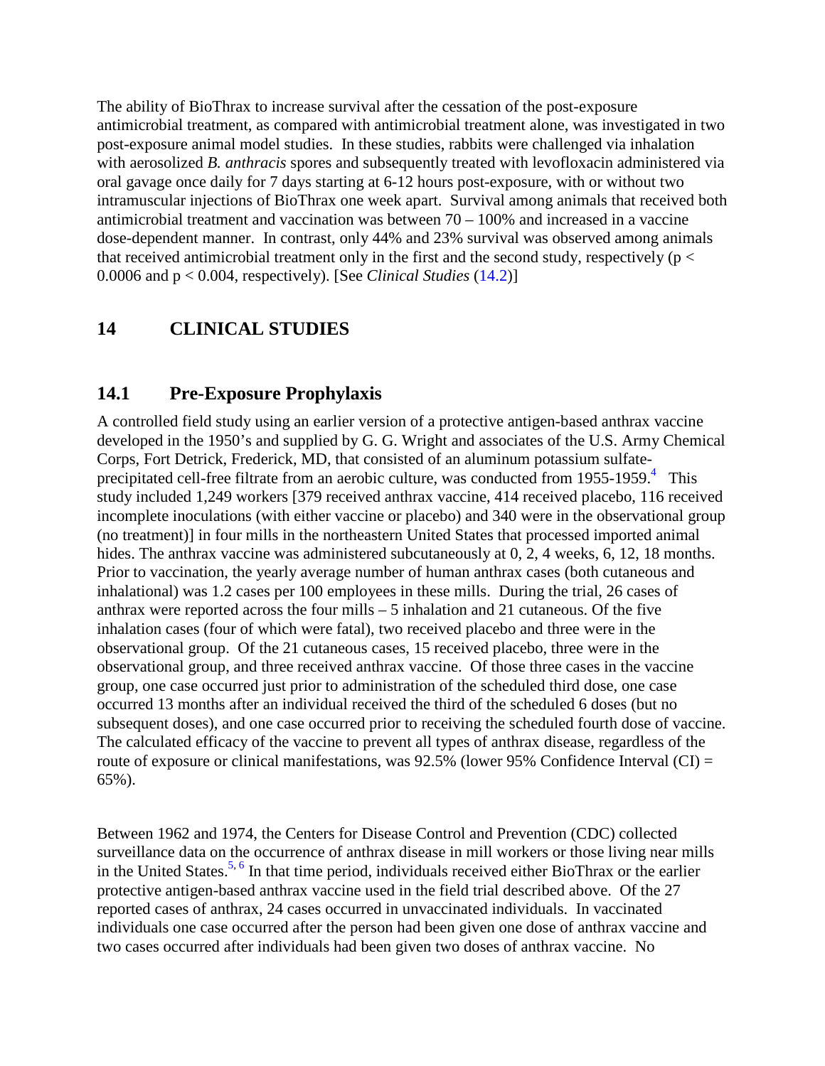The ability of BioThrax to increase survival after the cessation of the post-exposure antimicrobial treatment, as compared with antimicrobial treatment alone, was investigated in two post-exposure animal model studies. In these studies, rabbits were challenged via inhalation with aerosolized *B. anthracis* spores and subsequently treated with levofloxacin administered via oral gavage once daily for 7 days starting at 6-12 hours post-exposure, with or without two intramuscular injections of BioThrax one week apart. Survival among animals that received both antimicrobial treatment and vaccination was between 70 – 100% and increased in a vaccine dose-dependent manner. In contrast, only 44% and 23% survival was observed among animals that received antimicrobial treatment only in the first and the second study, respectively ($p < 0.0006$ and $p < 0.004$, respectively). [See *Clinical Studies* (14.2)]

# 14 CLINICAL STUDIES

## 14.1 Pre-Exposure Prophylaxis

A controlled field study using an earlier version of a protective antigen-based anthrax vaccine developed in the 1950's and supplied by G. G. Wright and associates of the U.S. Army Chemical Corps, Fort Detrick, Frederick, MD, that consisted of an aluminum potassium sulfate-precipitated cell-free filtrate from an aerobic culture, was conducted from 1955-1959.[4] This study included 1,249 workers [379 received anthrax vaccine, 414 received placebo, 116 received incomplete inoculations (with either vaccine or placebo) and 340 were in the observational group (no treatment)] in four mills in the northeastern United States that processed imported animal hides. The anthrax vaccine was administered subcutaneously at 0, 2, 4 weeks, 6, 12, 18 months. Prior to vaccination, the yearly average number of human anthrax cases (both cutaneous and inhalational) was 1.2 cases per 100 employees in these mills. During the trial, 26 cases of anthrax were reported across the four mills – 5 inhalation and 21 cutaneous. Of the five inhalation cases (four of which were fatal), two received placebo and three were in the observational group. Of the 21 cutaneous cases, 15 received placebo, three were in the observational group, and three received anthrax vaccine. Of those three cases in the vaccine group, one case occurred just prior to administration of the scheduled third dose, one case occurred 13 months after an individual received the third of the scheduled 6 doses (but no subsequent doses), and one case occurred prior to receiving the scheduled fourth dose of vaccine. The calculated efficacy of the vaccine to prevent all types of anthrax disease, regardless of the route of exposure or clinical manifestations, was 92.5% (lower 95% Confidence Interval (CI) = 65%).

Between 1962 and 1974, the Centers for Disease Control and Prevention (CDC) collected surveillance data on the occurrence of anthrax disease in mill workers or those living near mills in the United States.[5, 6] In that time period, individuals received either BioThrax or the earlier protective antigen-based anthrax vaccine used in the field trial described above. Of the 27 reported cases of anthrax, 24 cases occurred in unvaccinated individuals. In vaccinated individuals one case occurred after the person had been given one dose of anthrax vaccine and two cases occurred after individuals had been given two doses of anthrax vaccine. No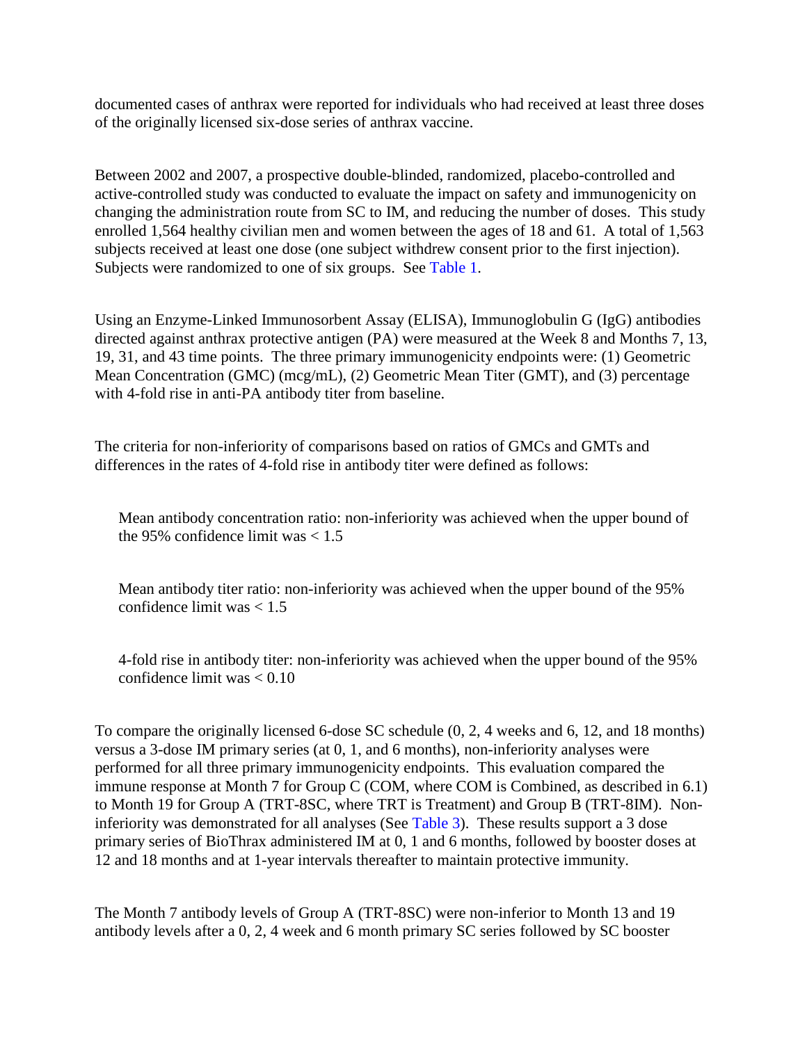documented cases of anthrax were reported for individuals who had received at least three doses of the originally licensed six-dose series of anthrax vaccine.

Between 2002 and 2007, a prospective double-blinded, randomized, placebo-controlled and active-controlled study was conducted to evaluate the impact on safety and immunogenicity on changing the administration route from SC to IM, and reducing the number of doses. This study enrolled 1,564 healthy civilian men and women between the ages of 18 and 61. A total of 1,563 subjects received at least one dose (one subject withdrew consent prior to the first injection). Subjects were randomized to one of six groups. See Table 1.

Using an Enzyme-Linked Immunosorbent Assay (ELISA), Immunoglobulin G (IgG) antibodies directed against anthrax protective antigen (PA) were measured at the Week 8 and Months 7, 13, 19, 31, and 43 time points. The three primary immunogenicity endpoints were: (1) Geometric Mean Concentration (GMC) (mcg/mL), (2) Geometric Mean Titer (GMT), and (3) percentage with 4-fold rise in anti-PA antibody titer from baseline.

The criteria for non-inferiority of comparisons based on ratios of GMCs and GMTs and differences in the rates of 4-fold rise in antibody titer were defined as follows:

> Mean antibody concentration ratio: non-inferiority was achieved when the upper bound of the 95% confidence limit was < 1.5
>
> Mean antibody titer ratio: non-inferiority was achieved when the upper bound of the 95% confidence limit was < 1.5
>
> 4-fold rise in antibody titer: non-inferiority was achieved when the upper bound of the 95% confidence limit was < 0.10

To compare the originally licensed 6-dose SC schedule (0, 2, 4 weeks and 6, 12, and 18 months) versus a 3-dose IM primary series (at 0, 1, and 6 months), non-inferiority analyses were performed for all three primary immunogenicity endpoints. This evaluation compared the immune response at Month 7 for Group C (COM, where COM is Combined, as described in 6.1) to Month 19 for Group A (TRT-8SC, where TRT is Treatment) and Group B (TRT-8IM). Non-inferiority was demonstrated for all analyses (See Table 3). These results support a 3 dose primary series of BioThrax administered IM at 0, 1 and 6 months, followed by booster doses at 12 and 18 months and at 1-year intervals thereafter to maintain protective immunity.

The Month 7 antibody levels of Group A (TRT-8SC) were non-inferior to Month 13 and 19 antibody levels after a 0, 2, 4 week and 6 month primary SC series followed by SC booster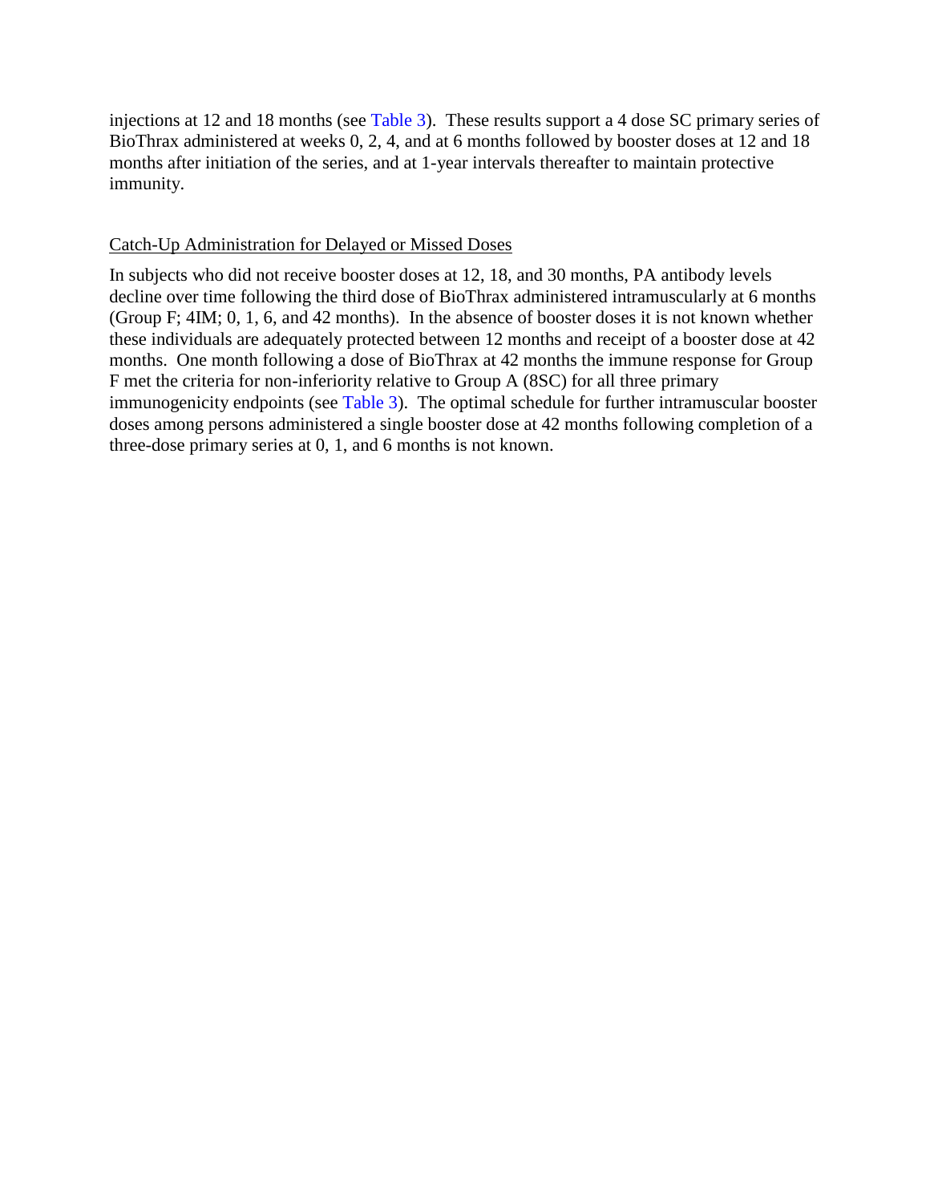injections at 12 and 18 months (see Table 3). These results support a 4 dose SC primary series of BioThrax administered at weeks 0, 2, 4, and at 6 months followed by booster doses at 12 and 18 months after initiation of the series, and at 1-year intervals thereafter to maintain protective immunity.

<u>Catch-Up Administration for Delayed or Missed Doses</u>

In subjects who did not receive booster doses at 12, 18, and 30 months, PA antibody levels decline over time following the third dose of BioThrax administered intramuscularly at 6 months (Group F; 4IM; 0, 1, 6, and 42 months). In the absence of booster doses it is not known whether these individuals are adequately protected between 12 months and receipt of a booster dose at 42 months. One month following a dose of BioThrax at 42 months the immune response for Group F met the criteria for non-inferiority relative to Group A (8SC) for all three primary immunogenicity endpoints (see Table 3). The optimal schedule for further intramuscular booster doses among persons administered a single booster dose at 42 months following completion of a three-dose primary series at 0, 1, and 6 months is not known.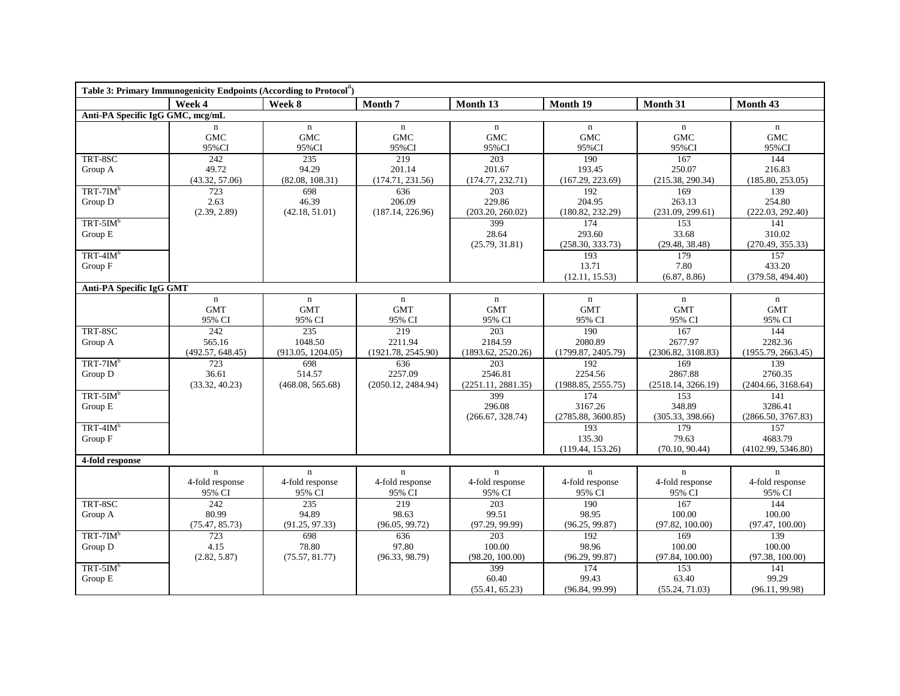| Table 3: Primary Immunogenicity Endpoints (According to Protocol[a]) | | | | | | | |
|---|---|---|---|---|---|---|---|
| | Week 4 | Week 8 | Month 7 | Month 13 | Month 19 | Month 31 | Month 43 |
| **Anti-PA Specific IgG GMC, mcg/mL** | | | | | | | |
| | n<br>GMC<br>95%CI | n<br>GMC<br>95%CI | n<br>GMC<br>95%CI | n<br>GMC<br>95%CI | n<br>GMC<br>95%CI | n<br>GMC<br>95%CI | n<br>GMC<br>95%CI |
| TRT-8SC<br>Group A | 242<br>49.72<br>(43.32, 57.06) | 235<br>94.29<br>(82.08, 108.31) | 219<br>201.14<br>(174.71, 231.56) | 203<br>201.67<br>(174.77, 232.71) | 190<br>193.45<br>(167.29, 223.69) | 167<br>250.07<br>(215.38, 290.34) | 144<br>216.83<br>(185.80, 253.05) |
| TRT-7IM[b]<br>Group D | 723<br>2.63<br>(2.39, 2.89) | 698<br>46.39<br>(42.18, 51.01) | 636<br>206.09<br>(187.14, 226.96) | 203<br>229.86<br>(203.20, 260.02) | 192<br>204.95<br>(180.82, 232.29) | 169<br>263.13<br>(231.09, 299.61) | 139<br>254.80<br>(222.03, 292.40) |
| TRT-5IM[b]<br>Group E | | | | 399<br>28.64<br>(25.79, 31.81) | 174<br>293.60<br>(258.30, 333.73) | 153<br>33.68<br>(29.48, 38.48) | 141<br>310.02<br>(270.49, 355.33) |
| TRT-4IM[b]<br>Group F | | | | | 193<br>13.71<br>(12.11, 15.53) | 179<br>7.80<br>(6.87, 8.86) | 157<br>433.20<br>(379.58, 494.40) |
| **Anti-PA Specific IgG GMT** | | | | | | | |
| | n<br>GMT<br>95% CI | n<br>GMT<br>95% CI | n<br>GMT<br>95% CI | n<br>GMT<br>95% CI | n<br>GMT<br>95% CI | n<br>GMT<br>95% CI | n<br>GMT<br>95% CI |
| TRT-8SC<br>Group A | 242<br>565.16<br>(492.57, 648.45) | 235<br>1048.50<br>(913.05, 1204.05) | 219<br>2211.94<br>(1921.78, 2545.90) | 203<br>2184.59<br>(1893.62, 2520.26) | 190<br>2080.89<br>(1799.87, 2405.79) | 167<br>2677.97<br>(2306.82, 3108.83) | 144<br>2282.36<br>(1955.79, 2663.45) |
| TRT-7IM[b]<br>Group D | 723<br>36.61<br>(33.32, 40.23) | 698<br>514.57<br>(468.08, 565.68) | 636<br>2257.09<br>(2050.12, 2484.94) | 203<br>2546.81<br>(2251.11, 2881.35) | 192<br>2254.56<br>(1988.85, 2555.75) | 169<br>2867.88<br>(2518.14, 3266.19) | 139<br>2760.35<br>(2404.66, 3168.64) |
| TRT-5IM[b]<br>Group E | | | | 399<br>296.08<br>(266.67, 328.74) | 174<br>3167.26<br>(2785.88, 3600.85) | 153<br>348.89<br>(305.33, 398.66) | 141<br>3286.41<br>(2866.50, 3767.83) |
| TRT-4IM[b]<br>Group F | | | | | 193<br>135.30<br>(119.44, 153.26) | 179<br>79.63<br>(70.10, 90.44) | 157<br>4683.79<br>(4102.99, 5346.80) |
| **4-fold response** | | | | | | | |
| | n<br>4-fold response<br>95% CI | n<br>4-fold response<br>95% CI | n<br>4-fold response<br>95% CI | n<br>4-fold response<br>95% CI | n<br>4-fold response<br>95% CI | n<br>4-fold response<br>95% CI | n<br>4-fold response<br>95% CI |
| TRT-8SC<br>Group A | 242<br>80.99<br>(75.47, 85.73) | 235<br>94.89<br>(91.25, 97.33) | 219<br>98.63<br>(96.05, 99.72) | 203<br>99.51<br>(97.29, 99.99) | 190<br>98.95<br>(96.25, 99.87) | 167<br>100.00<br>(97.82, 100.00) | 144<br>100.00<br>(97.47, 100.00) |
| TRT-7IM[b]<br>Group D | 723<br>4.15<br>(2.82, 5.87) | 698<br>78.80<br>(75.57, 81.77) | 636<br>97.80<br>(96.33, 98.79) | 203<br>100.00<br>(98.20, 100.00) | 192<br>98.96<br>(96.29, 99.87) | 169<br>100.00<br>(97.84, 100.00) | 139<br>100.00<br>(97.38, 100.00) |
| TRT-5IM[b]<br>Group E | | | | 399<br>60.40<br>(55.41, 65.23) | 174<br>99.43<br>(96.84, 99.99) | 153<br>63.40<br>(55.24, 71.03) | 141<br>99.29<br>(96.11, 99.98) |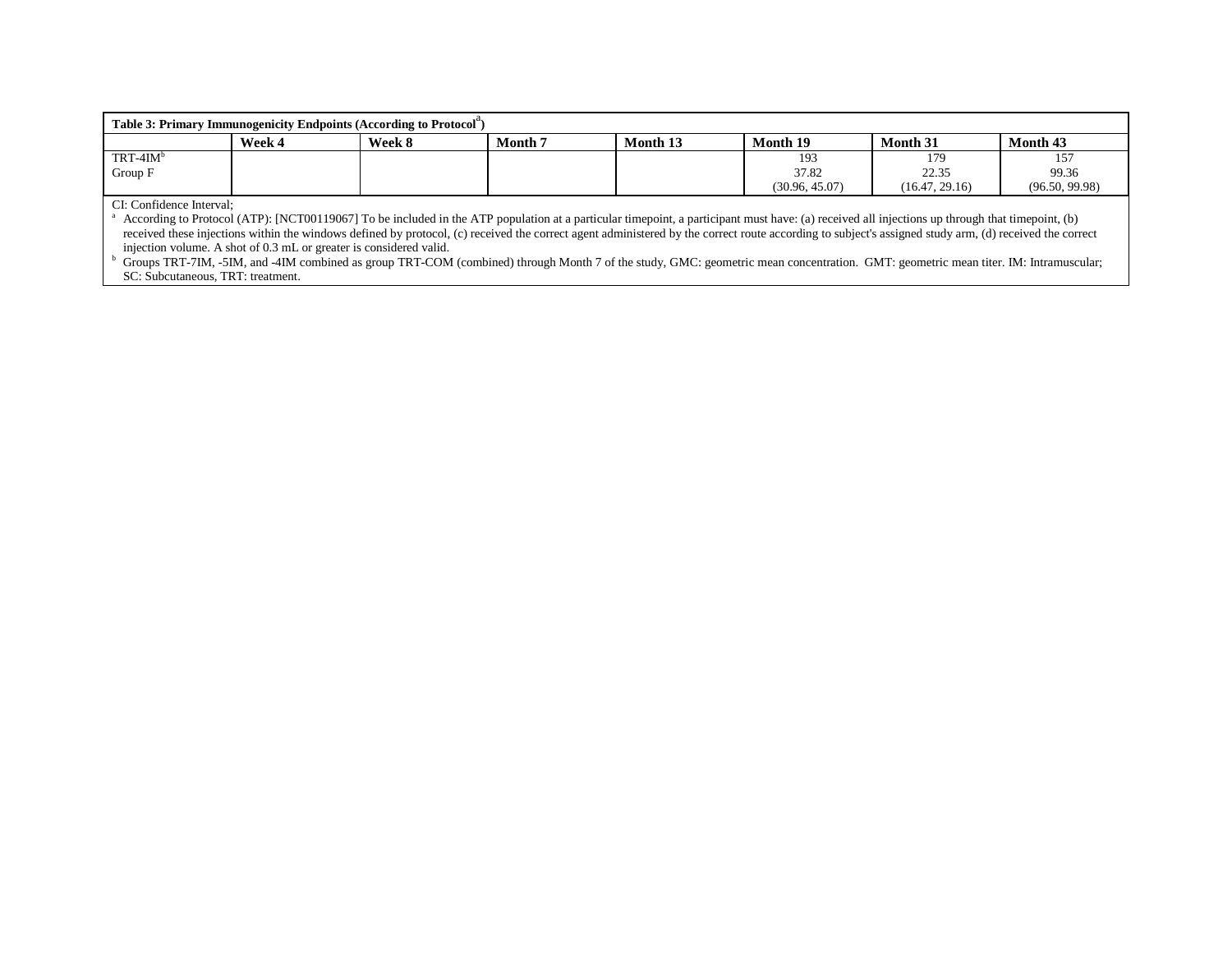**Table 3: Primary Immunogenicity Endpoints (According to Protocol[a])**

| | Week 4 | Week 8 | Month 7 | Month 13 | Month 19 | Month 31 | Month 43 |
|---|---|---|---|---|---|---|---|
| TRT-4IM[b] Group F | | | | | 193 37.82 (30.96, 45.07) | 179 22.35 (16.47, 29.16) | 157 99.36 (96.50, 99.98) |

CI: Confidence Interval;

[a] According to Protocol (ATP): [NCT00119067] To be included in the ATP population at a particular timepoint, a participant must have: (a) received all injections up through that timepoint, (b) received these injections within the windows defined by protocol, (c) received the correct agent administered by the correct route according to subject's assigned study arm, (d) received the correct injection volume. A shot of 0.3 mL or greater is considered valid.

[b] Groups TRT-7IM, -5IM, and -4IM combined as group TRT-COM (combined) through Month 7 of the study, GMC: geometric mean concentration. GMT: geometric mean titer. IM: Intramuscular; SC: Subcutaneous, TRT: treatment.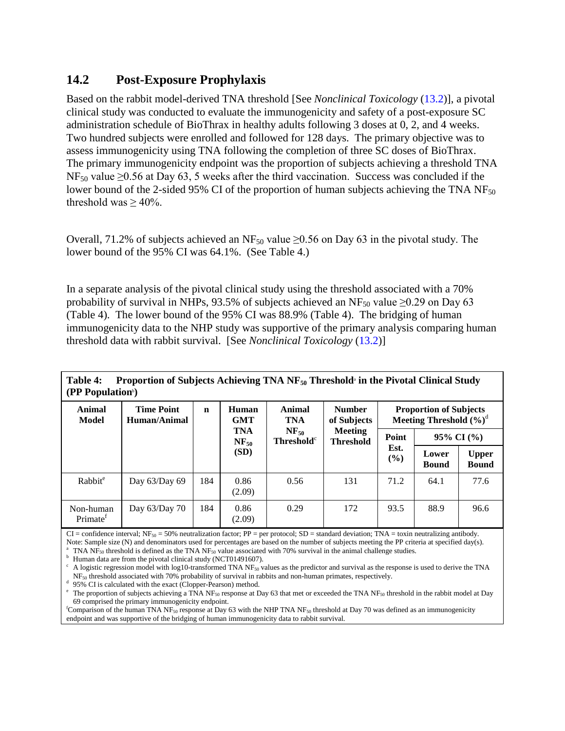## 14.2 Post-Exposure Prophylaxis

Based on the rabbit model-derived TNA threshold [See *Nonclinical Toxicology* (13.2)], a pivotal clinical study was conducted to evaluate the immunogenicity and safety of a post-exposure SC administration schedule of BioThrax in healthy adults following 3 doses at 0, 2, and 4 weeks. Two hundred subjects were enrolled and followed for 128 days. The primary objective was to assess immunogenicity using TNA following the completion of three SC doses of BioThrax. The primary immunogenicity endpoint was the proportion of subjects achieving a threshold TNA $NF_{50}$ value ≥0.56 at Day 63, 5 weeks after the third vaccination. Success was concluded if the lower bound of the 2-sided 95% CI of the proportion of human subjects achieving the TNA $NF_{50}$ threshold was ≥ 40%.

Overall, 71.2% of subjects achieved an $NF_{50}$ value ≥0.56 on Day 63 in the pivotal study. The lower bound of the 95% CI was 64.1%. (See Table 4.)

In a separate analysis of the pivotal clinical study using the threshold associated with a 70% probability of survival in NHPs, 93.5% of subjects achieved an $NF_{50}$ value ≥0.29 on Day 63 (Table 4). The lower bound of the 95% CI was 88.9% (Table 4). The bridging of human immunogenicity data to the NHP study was supportive of the primary analysis comparing human threshold data with rabbit survival. [See *Nonclinical Toxicology* (13.2)]

**Table 4: Proportion of Subjects Achieving TNA $NF_{50}$ Threshold[a] in the Pivotal Clinical Study (PP Population[b])**

| Animal Model | Time Point Human/Animal | n | Human GMT TNA $NF_{50}$ (SD) | Animal TNA $NF_{50}$ Threshold[c] | Number of Subjects Meeting Threshold | Proportion of Subjects Meeting Threshold (%)[d] | | |
|---|---|---|---|---|---|---|---|---|
| | | | | | | Point Est. (%) | 95% CI (%) Lower Bound | 95% CI (%) Upper Bound |
| Rabbit[e] | Day 63/Day 69 | 184 | 0.86 (2.09) | 0.56 | 131 | 71.2 | 64.1 | 77.6 |
| Non-human Primate[f] | Day 63/Day 70 | 184 | 0.86 (2.09) | 0.29 | 172 | 93.5 | 88.9 | 96.6 |

CI = confidence interval; $NF_{50}$ = 50% neutralization factor; PP = per protocol; SD = standard deviation; TNA = toxin neutralizing antibody.
Note: Sample size (N) and denominators used for percentages are based on the number of subjects meeting the PP criteria at specified day(s).
[a] TNA $NF_{50}$ threshold is defined as the TNA $NF_{50}$ value associated with 70% survival in the animal challenge studies.
[b] Human data are from the pivotal clinical study (NCT01491607).
[c] A logistic regression model with log10-transformed TNA $NF_{50}$ values as the predictor and survival as the response is used to derive the TNA $NF_{50}$ threshold associated with 70% probability of survival in rabbits and non-human primates, respectively.
[d] 95% CI is calculated with the exact (Clopper-Pearson) method.
[e] The proportion of subjects achieving a TNA $NF_{50}$ response at Day 63 that met or exceeded the TNA $NF_{50}$ threshold in the rabbit model at Day 69 comprised the primary immunogenicity endpoint.
[f] Comparison of the human TNA $NF_{50}$ response at Day 63 with the NHP TNA $NF_{50}$ threshold at Day 70 was defined as an immunogenicity endpoint and was supportive of the bridging of human immunogenicity data to rabbit survival.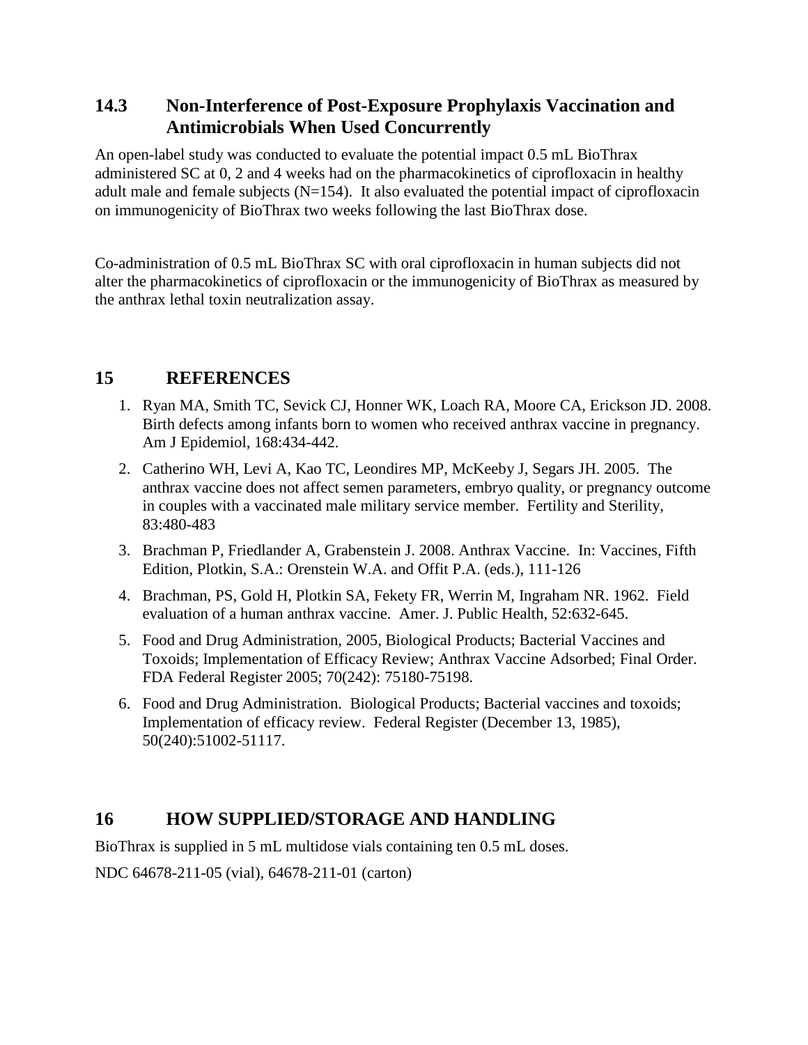## 14.3 Non-Interference of Post-Exposure Prophylaxis Vaccination and Antimicrobials When Used Concurrently

An open-label study was conducted to evaluate the potential impact 0.5 mL BioThrax administered SC at 0, 2 and 4 weeks had on the pharmacokinetics of ciprofloxacin in healthy adult male and female subjects (N=154). It also evaluated the potential impact of ciprofloxacin on immunogenicity of BioThrax two weeks following the last BioThrax dose.

Co-administration of 0.5 mL BioThrax SC with oral ciprofloxacin in human subjects did not alter the pharmacokinetics of ciprofloxacin or the immunogenicity of BioThrax as measured by the anthrax lethal toxin neutralization assay.

# 15 REFERENCES

1. Ryan MA, Smith TC, Sevick CJ, Honner WK, Loach RA, Moore CA, Erickson JD. 2008. Birth defects among infants born to women who received anthrax vaccine in pregnancy. Am J Epidemiol, 168:434-442.
2. Catherino WH, Levi A, Kao TC, Leondires MP, McKeeby J, Segars JH. 2005. The anthrax vaccine does not affect semen parameters, embryo quality, or pregnancy outcome in couples with a vaccinated male military service member. Fertility and Sterility, 83:480-483
3. Brachman P, Friedlander A, Grabenstein J. 2008. Anthrax Vaccine. In: Vaccines, Fifth Edition, Plotkin, S.A.: Orenstein W.A. and Offit P.A. (eds.), 111-126
4. Brachman, PS, Gold H, Plotkin SA, Fekety FR, Werrin M, Ingraham NR. 1962. Field evaluation of a human anthrax vaccine. Amer. J. Public Health, 52:632-645.
5. Food and Drug Administration, 2005, Biological Products; Bacterial Vaccines and Toxoids; Implementation of Efficacy Review; Anthrax Vaccine Adsorbed; Final Order. FDA Federal Register 2005; 70(242): 75180-75198.
6. Food and Drug Administration. Biological Products; Bacterial vaccines and toxoids; Implementation of efficacy review. Federal Register (December 13, 1985), 50(240):51002-51117.

# 16 HOW SUPPLIED/STORAGE AND HANDLING

BioThrax is supplied in 5 mL multidose vials containing ten 0.5 mL doses.

NDC 64678-211-05 (vial), 64678-211-01 (carton)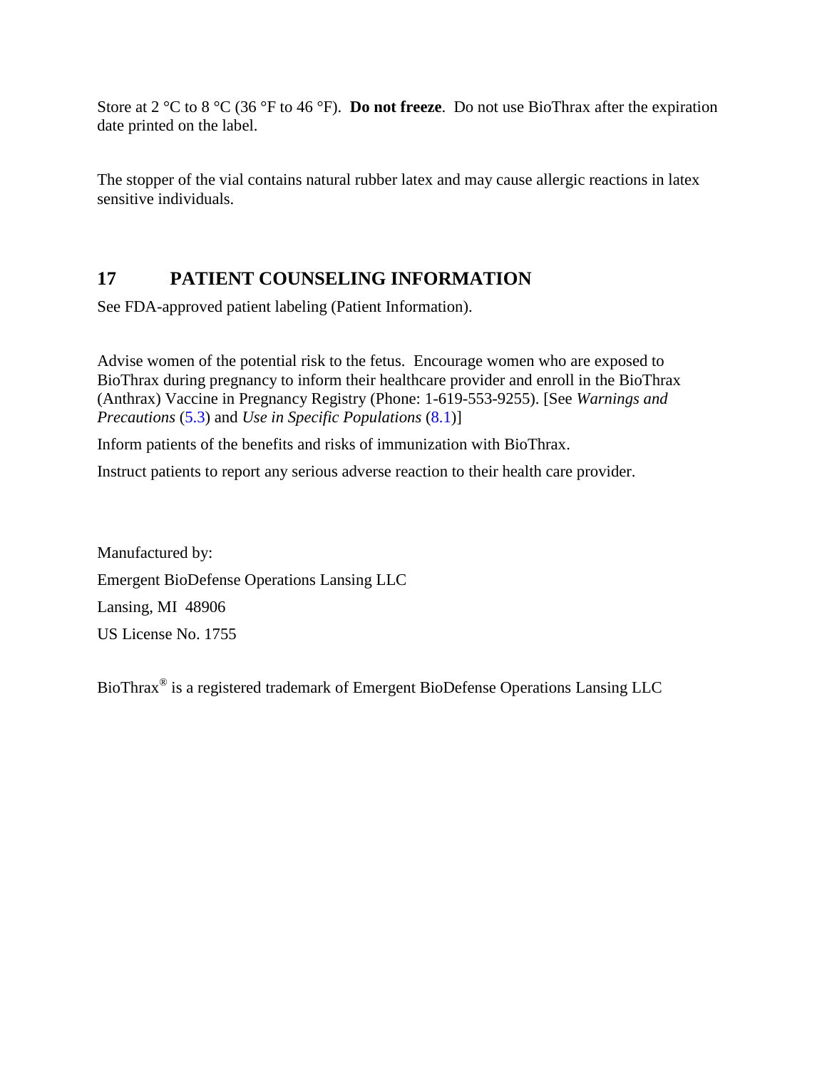Store at 2 °C to 8 °C (36 °F to 46 °F). **Do not freeze**. Do not use BioThrax after the expiration date printed on the label.

The stopper of the vial contains natural rubber latex and may cause allergic reactions in latex sensitive individuals.

## 17 PATIENT COUNSELING INFORMATION

See FDA-approved patient labeling (Patient Information).

Advise women of the potential risk to the fetus. Encourage women who are exposed to BioThrax during pregnancy to inform their healthcare provider and enroll in the BioThrax (Anthrax) Vaccine in Pregnancy Registry (Phone: 1-619-553-9255). [See *Warnings and Precautions* (5.3) and *Use in Specific Populations* (8.1)]

Inform patients of the benefits and risks of immunization with BioThrax.

Instruct patients to report any serious adverse reaction to their health care provider.

Manufactured by:

Emergent BioDefense Operations Lansing LLC

Lansing, MI 48906

US License No. 1755

BioThrax® is a registered trademark of Emergent BioDefense Operations Lansing LLC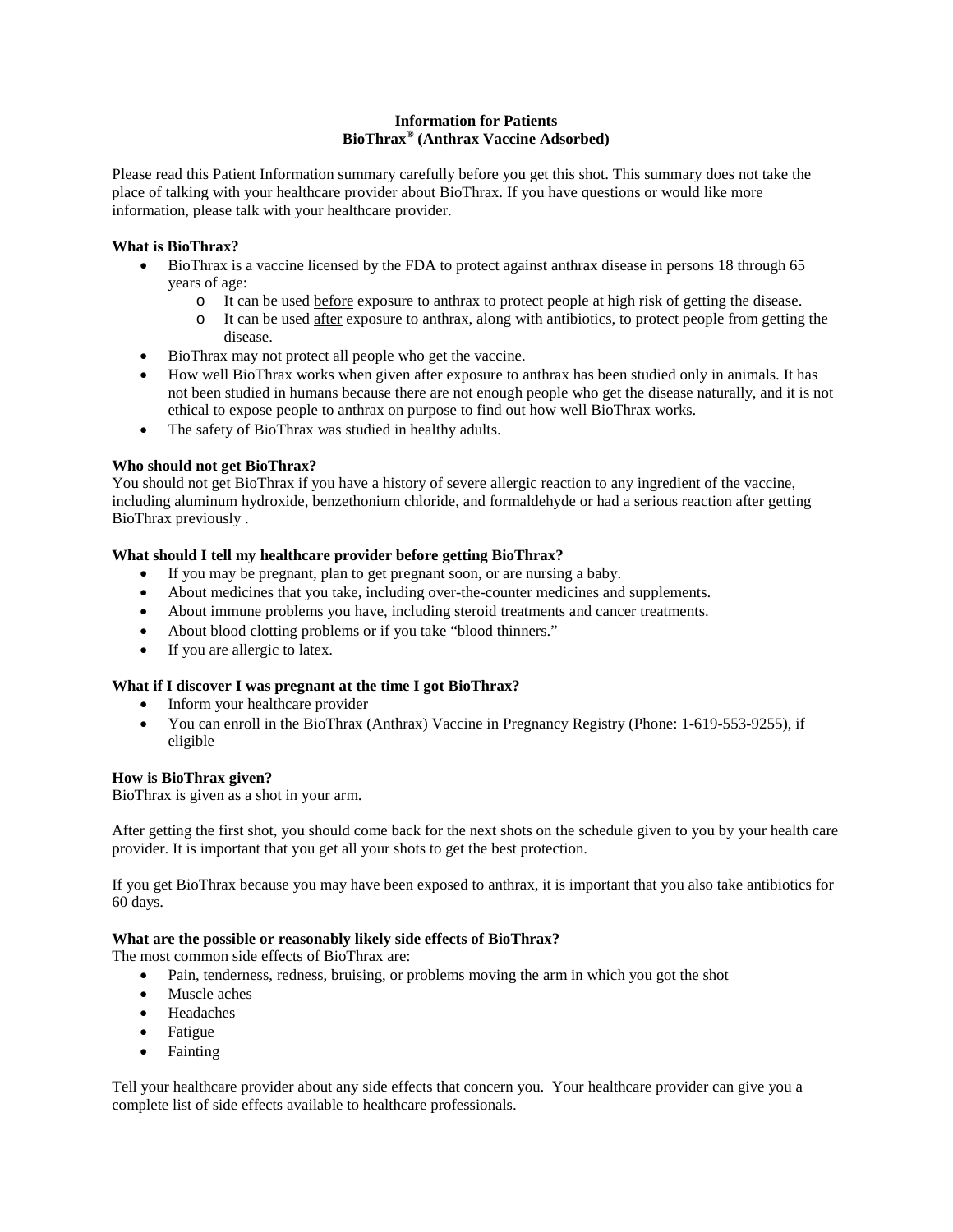**Information for Patients**
**BioThrax® (Anthrax Vaccine Adsorbed)**

Please read this Patient Information summary carefully before you get this shot. This summary does not take the place of talking with your healthcare provider about BioThrax. If you have questions or would like more information, please talk with your healthcare provider.

**What is BioThrax?**

- BioThrax is a vaccine licensed by the FDA to protect against anthrax disease in persons 18 through 65 years of age:
  - It can be used <u>before</u> exposure to anthrax to protect people at high risk of getting the disease.
  - It can be used <u>after</u> exposure to anthrax, along with antibiotics, to protect people from getting the disease.
- BioThrax may not protect all people who get the vaccine.
- How well BioThrax works when given after exposure to anthrax has been studied only in animals. It has not been studied in humans because there are not enough people who get the disease naturally, and it is not ethical to expose people to anthrax on purpose to find out how well BioThrax works.
- The safety of BioThrax was studied in healthy adults.

**Who should not get BioThrax?**

You should not get BioThrax if you have a history of severe allergic reaction to any ingredient of the vaccine, including aluminum hydroxide, benzethonium chloride, and formaldehyde or had a serious reaction after getting BioThrax previously .

**What should I tell my healthcare provider before getting BioThrax?**

- If you may be pregnant, plan to get pregnant soon, or are nursing a baby.
- About medicines that you take, including over-the-counter medicines and supplements.
- About immune problems you have, including steroid treatments and cancer treatments.
- About blood clotting problems or if you take "blood thinners."
- If you are allergic to latex.

**What if I discover I was pregnant at the time I got BioThrax?**

- Inform your healthcare provider
- You can enroll in the BioThrax (Anthrax) Vaccine in Pregnancy Registry (Phone: 1-619-553-9255), if eligible

**How is BioThrax given?**

BioThrax is given as a shot in your arm.

After getting the first shot, you should come back for the next shots on the schedule given to you by your health care provider. It is important that you get all your shots to get the best protection.

If you get BioThrax because you may have been exposed to anthrax, it is important that you also take antibiotics for 60 days.

**What are the possible or reasonably likely side effects of BioThrax?**

The most common side effects of BioThrax are:

- Pain, tenderness, redness, bruising, or problems moving the arm in which you got the shot
- Muscle aches
- Headaches
- Fatigue
- Fainting

Tell your healthcare provider about any side effects that concern you. Your healthcare provider can give you a complete list of side effects available to healthcare professionals.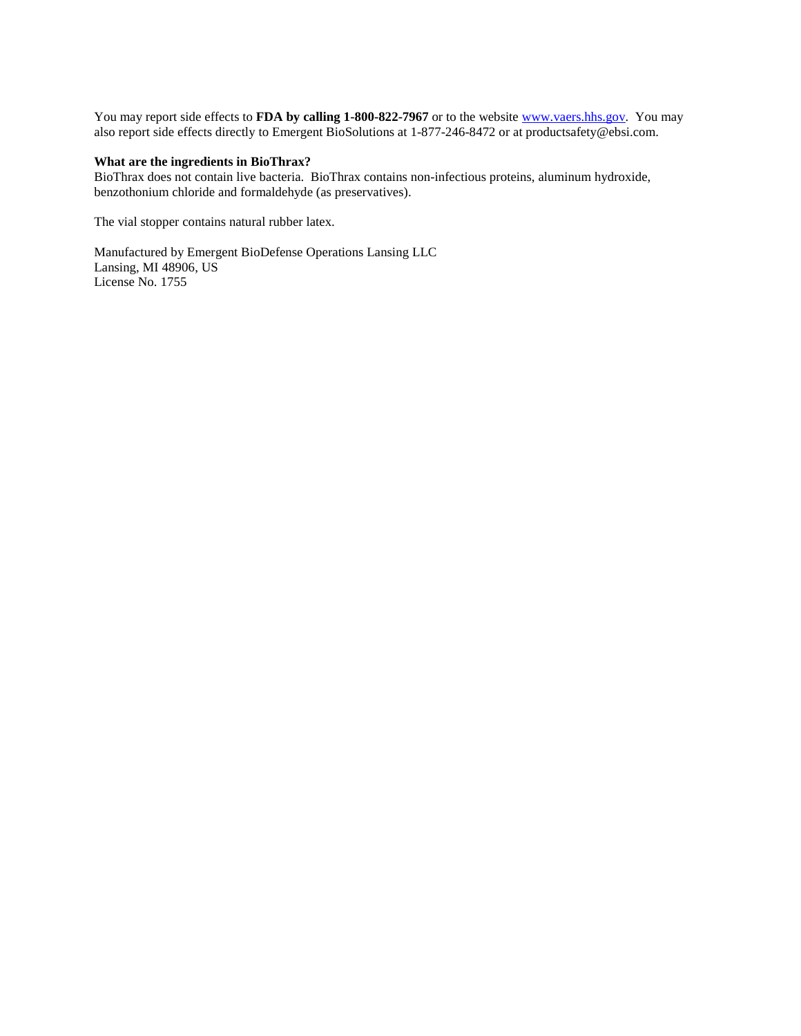You may report side effects to **FDA by calling 1-800-822-7967** or to the website www.vaers.hhs.gov. You may also report side effects directly to Emergent BioSolutions at 1-877-246-8472 or at productsafety@ebsi.com.

**What are the ingredients in BioThrax?**
BioThrax does not contain live bacteria. BioThrax contains non-infectious proteins, aluminum hydroxide, benzothonium chloride and formaldehyde (as preservatives).

The vial stopper contains natural rubber latex.

Manufactured by Emergent BioDefense Operations Lansing LLC
Lansing, MI 48906, US
License No. 1755